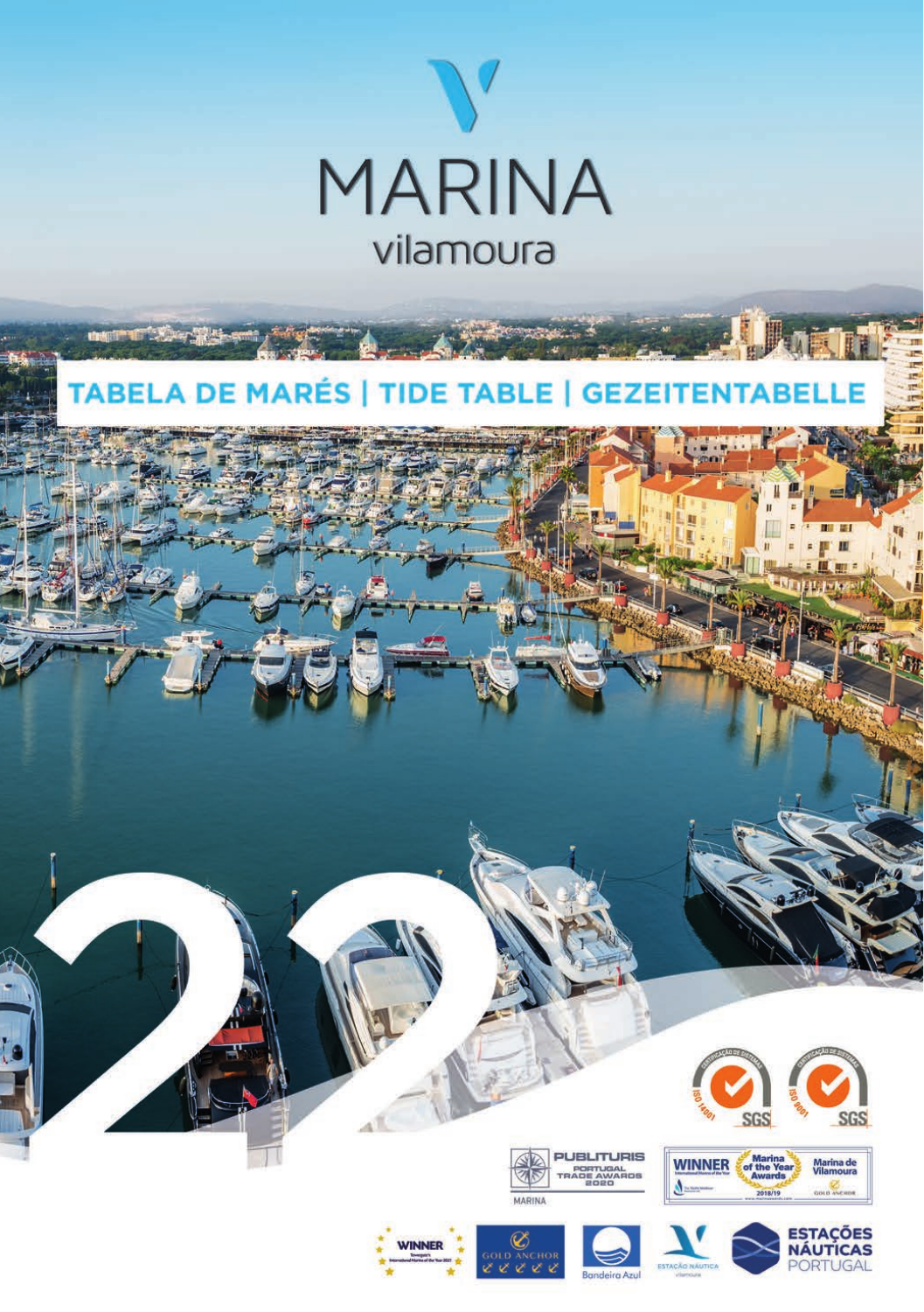# MARINA vilamoura

## TABELA DE MARÉS | TIDE TABLE | GEZEITENTABELLE

22

ISO 14001 SGS

ISO 9001 SGS

PUBLITURIS PORTUGAL TRADE AWARDS 2020 MARINA

WINNER Marina of the Year Awards 2018/19 Marina de Vilamoura GOLD ANCHOR

WINNER

GOLD ANCHOR

Bandeira Azul

ESTAÇÃO NÁUTICA vilamoura

ESTAÇÕES NÁUTICAS PORTUGAL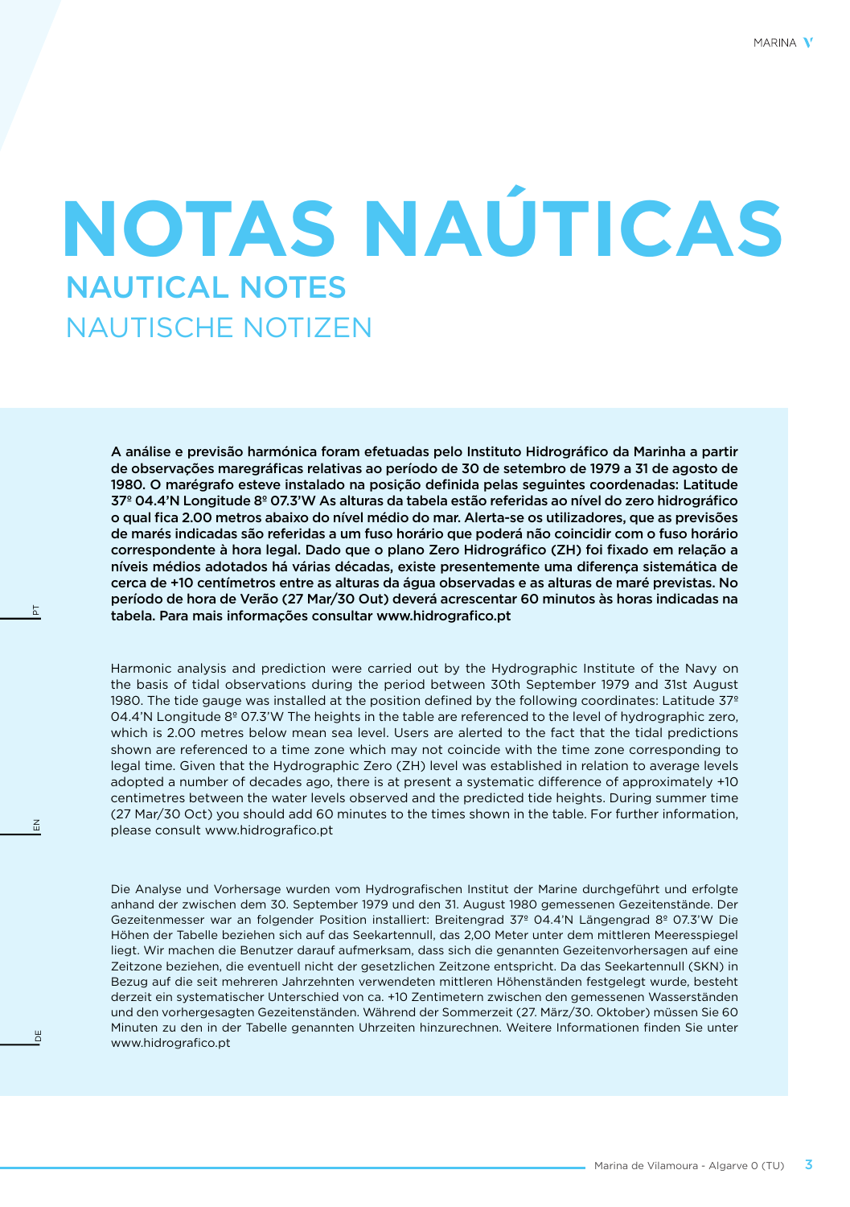# NOTAS NAÚTICAS

## NAUTICAL NOTES

## NAUTISCHE NOTIZEN

**A análise e previsão harmónica foram efetuadas pelo Instituto Hidrográfico da Marinha a partir de observações maregráficas relativas ao período de 30 de setembro de 1979 a 31 de agosto de 1980. O marégrafo esteve instalado na posição definida pelas seguintes coordenadas: Latitude 37º 04.4'N Longitude 8º 07.3'W As alturas da tabela estão referidas ao nível do zero hidrográfico o qual fica 2.00 metros abaixo do nível médio do mar. Alerta-se os utilizadores, que as previsões de marés indicadas são referidas a um fuso horário que poderá não coincidir com o fuso horário correspondente à hora legal. Dado que o plano Zero Hidrográfico (ZH) foi fixado em relação a níveis médios adotados há várias décadas, existe presentemente uma diferença sistemática de cerca de +10 centímetros entre as alturas da água observadas e as alturas de maré previstas. No período de hora de Verão (27 Mar/30 Out) deverá acrescentar 60 minutos às horas indicadas na tabela. Para mais informações consultar www.hidrografico.pt**

Harmonic analysis and prediction were carried out by the Hydrographic Institute of the Navy on the basis of tidal observations during the period between 30th September 1979 and 31st August 1980. The tide gauge was installed at the position defined by the following coordinates: Latitude 37º 04.4'N Longitude 8º 07.3'W The heights in the table are referenced to the level of hydrographic zero, which is 2.00 metres below mean sea level. Users are alerted to the fact that the tidal predictions shown are referenced to a time zone which may not coincide with the time zone corresponding to legal time. Given that the Hydrographic Zero (ZH) level was established in relation to average levels adopted a number of decades ago, there is at present a systematic difference of approximately +10 centimetres between the water levels observed and the predicted tide heights. During summer time (27 Mar/30 Oct) you should add 60 minutes to the times shown in the table. For further information, please consult www.hidrografico.pt

Die Analyse und Vorhersage wurden vom Hydrografischen Institut der Marine durchgeführt und erfolgte anhand der zwischen dem 30. September 1979 und den 31. August 1980 gemessenen Gezeitenstände. Der Gezeitenmesser war an folgender Position installiert: Breitengrad 37º 04.4'N Längengrad 8º 07.3'W Die Höhen der Tabelle beziehen sich auf das Seekartennull, das 2,00 Meter unter dem mittleren Meeresspiegel liegt. Wir machen die Benutzer darauf aufmerksam, dass sich die genannten Gezeitenvorhersagen auf eine Zeitzone beziehen, die eventuell nicht der gesetzlichen Zeitzone entspricht. Da das Seekartennull (SKN) in Bezug auf die seit mehreren Jahrzehnten verwendeten mittleren Höhenständen festgelegt wurde, besteht derzeit ein systematischer Unterschied von ca. +10 Zentimetern zwischen den gemessenen Wasserständen und den vorhergesagten Gezeitenständen. Während der Sommerzeit (27. März/30. Oktober) müssen Sie 60 Minuten zu den in der Tabelle genannten Uhrzeiten hinzurechnen. Weitere Informationen finden Sie unter www.hidrografico.pt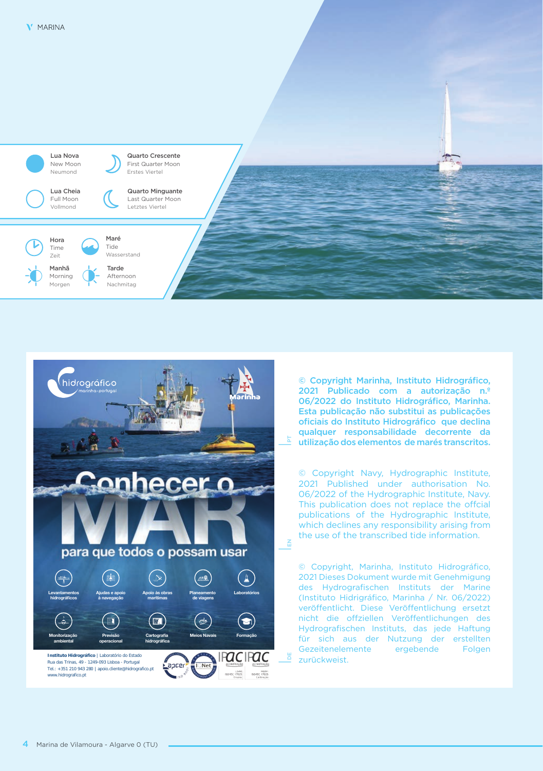MARINA

| | Lua Nova<br>New Moon<br>Neumond | | Quarto Crescente<br>First Quarter Moon<br>Erstes Viertel |
|---|---|---|---|
| | Lua Cheia<br>Full Moon<br>Vollmond | | Quarto Minguante<br>Last Quarter Moon<br>Letztes Viertel |

| | Hora<br>Time<br>Zeit | | Maré<br>Tide<br>Wasserstand |
|---|---|---|---|
| | Manhã<br>Morning<br>Morgen | | Tarde<br>Afternoon<br>Nachmitag |

hidrográfico marinha-portugal

Marinha

Conhecer o MAR para que todos o possam usar

Levantamentos hidrográficos · Ajudas e apoio à navegação · Apoio às obras marítimas · Planeamento de viagens · Laboratórios · Monitorização ambiental · Previsão operacional · Cartografia hidrográfica · Meios Navais · Formação

**Instituto Hidrográfico** | Laboratório do Estado
Rua das Trinas, 49 - 1249-093 Lisboa - Portugal
Tel.: +351 210 943 280 | apoio.cliente@hidrografico.pt
www.hidrografico.pt

PT

**© Copyright Marinha, Instituto Hidrográfico, 2021 Publicado com a autorização n.º 06/2022 do Instituto Hidrográfico, Marinha. Esta publicação não substitui as publicações oficiais do Instituto Hidrográfico que declina qualquer responsabilidade decorrente da utilização dos elementos de marés transcritos.**

EN

© Copyright Navy, Hydrographic Institute, 2021 Published under authorisation No. 06/2022 of the Hydrographic Institute, Navy. This publication does not replace the offcial publications of the Hydrographic Institute, which declines any responsibility arising from the use of the transcribed tide information.

DE

© Copyright, Marinha, Instituto Hidrográfico, 2021 Dieses Dokument wurde mit Genehmigung des Hydrografischen Instituts der Marine (Instituto Hidrigráfico, Marinha / Nr. 06/2022) veröffentlicht. Diese Veröffentlichung ersetzt nicht die offziellen Veröffentlichungen des Hydrografischen Instituts, das jede Haftung für sich aus der Nutzung der erstellten Gezeitenelemente ergebende Folgen zurückweist.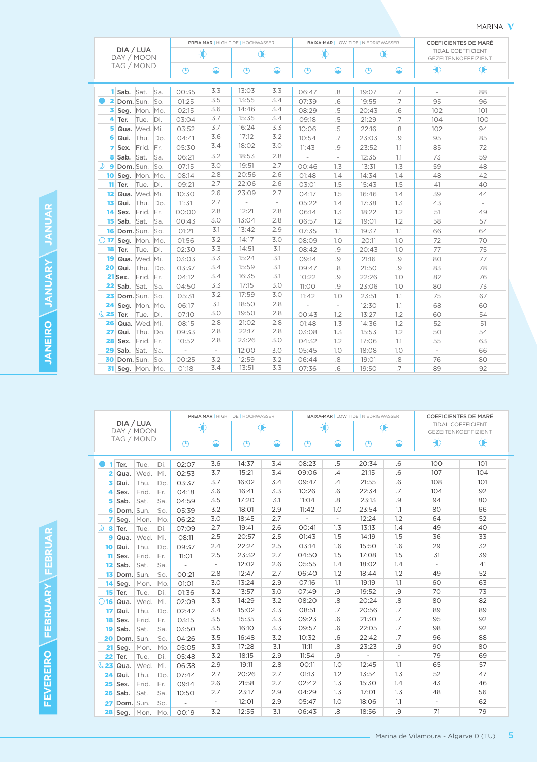MARINA

## JANEIRO / JANUARY / JANUAR

| DIA / LUA DAY / MOON TAG / MOND | | | | PREIA MAR / HIGH TIDE / HOCHWASSER | | | | BAIXA-MAR / LOW TIDE / NIEDRIGWASSER | | | | COEFICIENTES DE MARÉ / TIDAL COEFFICIENT / GEZEITENKOEFFIZIENT | |
|---|---|---|---|---|---|---|---|---|---|---|---|---|---|
| | | | | Hora | Alt. | Hora | Alt. | Hora | Alt. | Hora | Alt. | | |
| 1 | Sab. | Sat. | Sa. | 00:35 | 3.3 | 13:03 | 3.3 | 06:47 | .8 | 19:07 | .7 | - | 88 |
| ● 2 | Dom. | Sun. | So. | 01:25 | 3.5 | 13:55 | 3.4 | 07:39 | .6 | 19:55 | .7 | 95 | 96 |
| 3 | Seg. | Mon. | Mo. | 02:15 | 3.6 | 14:46 | 3.4 | 08:29 | .5 | 20:43 | .6 | 102 | 101 |
| 4 | Ter. | Tue. | Di. | 03:04 | 3.7 | 15:35 | 3.4 | 09:18 | .5 | 21:29 | .7 | 104 | 100 |
| 5 | Qua. | Wed. | Mi. | 03:52 | 3.7 | 16:24 | 3.3 | 10:06 | .5 | 22:16 | .8 | 102 | 94 |
| 6 | Qui. | Thu. | Do. | 04:41 | 3.6 | 17:12 | 3.2 | 10:54 | .7 | 23:03 | .9 | 95 | 85 |
| 7 | Sex. | Frid. | Fr. | 05:30 | 3.4 | 18:02 | 3.0 | 11:43 | .9 | 23:52 | 1.1 | 85 | 72 |
| 8 | Sab. | Sat. | Sa. | 06:21 | 3.2 | 18:53 | 2.8 | - | - | 12:35 | 1.1 | 73 | 59 |
| ☽ 9 | Dom. | Sun. | So. | 07:15 | 3.0 | 19:51 | 2.7 | 00:46 | 1.3 | 13:31 | 1.3 | 59 | 48 |
| 10 | Seg. | Mon. | Mo. | 08:14 | 2.8 | 20:56 | 2.6 | 01:48 | 1.4 | 14:34 | 1.4 | 48 | 42 |
| 11 | Ter. | Tue. | Di. | 09:21 | 2.7 | 22:06 | 2.6 | 03:01 | 1.5 | 15:43 | 1.5 | 41 | 40 |
| 12 | Qua. | Wed. | Mi. | 10:30 | 2.6 | 23:09 | 2.7 | 04:17 | 1.5 | 16:46 | 1.4 | 39 | 44 |
| 13 | Qui. | Thu. | Do. | 11:31 | 2.7 | - | - | 05:22 | 1.4 | 17:38 | 1.3 | 43 | - |
| 14 | Sex. | Frid. | Fr. | 00:00 | 2.8 | 12:21 | 2.8 | 06:14 | 1.3 | 18:22 | 1.2 | 51 | 49 |
| 15 | Sab. | Sat. | Sa. | 00:43 | 3.0 | 13:04 | 2.8 | 06:57 | 1.2 | 19:01 | 1.2 | 58 | 57 |
| 16 | Dom. | Sun. | So. | 01:21 | 3.1 | 13:42 | 2.9 | 07:35 | 1.1 | 19:37 | 1.1 | 66 | 64 |
| ○ 17 | Seg. | Mon. | Mo. | 01:56 | 3.2 | 14:17 | 3.0 | 08:09 | 1.0 | 20:11 | 1.0 | 72 | 70 |
| 18 | Ter. | Tue. | Di. | 02:30 | 3.3 | 14:51 | 3.1 | 08:42 | .9 | 20:43 | 1.0 | 77 | 75 |
| 19 | Qua. | Wed. | Mi. | 03:03 | 3.3 | 15:24 | 3.1 | 09:14 | .9 | 21:16 | .9 | 80 | 77 |
| 20 | Qui. | Thu. | Do. | 03:37 | 3.4 | 15:59 | 3.1 | 09:47 | .8 | 21:50 | .9 | 83 | 78 |
| 21 | Sex. | Frid. | Fr. | 04:12 | 3.4 | 16:35 | 3.1 | 10:22 | .9 | 22:26 | 1.0 | 82 | 76 |
| 22 | Sab. | Sat. | Sa. | 04:50 | 3.3 | 17:15 | 3.0 | 11:00 | .9 | 23:06 | 1.0 | 80 | 73 |
| 23 | Dom. | Sun. | So. | 05:31 | 3.2 | 17:59 | 3.0 | 11:42 | 1.0 | 23:51 | 1.1 | 75 | 67 |
| 24 | Seg. | Mon. | Mo. | 06:17 | 3.1 | 18:50 | 2.8 | - | - | 12:30 | 1.1 | 68 | 60 |
| ☾ 25 | Ter. | Tue. | Di. | 07:10 | 3.0 | 19:50 | 2.8 | 00:43 | 1.2 | 13:27 | 1.2 | 60 | 54 |
| 26 | Qua. | Wed. | Mi. | 08:15 | 2.8 | 21:02 | 2.8 | 01:48 | 1.3 | 14:36 | 1.2 | 52 | 51 |
| 27 | Qui. | Thu. | Do. | 09:33 | 2.8 | 22:17 | 2.8 | 03:08 | 1.3 | 15:53 | 1.2 | 50 | 54 |
| 28 | Sex. | Frid. | Fr. | 10:52 | 2.8 | 23:26 | 3.0 | 04:32 | 1.2 | 17:06 | 1.1 | 55 | 63 |
| 29 | Sab. | Sat. | Sa. | - | - | 12:00 | 3.0 | 05:45 | 1.0 | 18:08 | 1.0 | - | 66 |
| 30 | Dom. | Sun. | So. | 00:25 | 3.2 | 12:59 | 3.2 | 06:44 | .8 | 19:01 | .8 | 76 | 80 |
| 31 | Seg. | Mon. | Mo. | 01:18 | 3.4 | 13:51 | 3.3 | 07:36 | .6 | 19:50 | .7 | 89 | 92 |

## FEVEREIRO / FEBRUARY / FEBRUAR

| DIA / LUA DAY / MOON TAG / MOND | | | | PREIA MAR / HIGH TIDE / HOCHWASSER | | | | BAIXA-MAR / LOW TIDE / NIEDRIGWASSER | | | | COEFICIENTES DE MARÉ / TIDAL COEFFICIENT / GEZEITENKOEFFIZIENT | |
|---|---|---|---|---|---|---|---|---|---|---|---|---|---|
| | | | | Hora | Alt. | Hora | Alt. | Hora | Alt. | Hora | Alt. | | |
| ● 1 | Ter. | Tue. | Di. | 02:07 | 3.6 | 14:37 | 3.4 | 08:23 | .5 | 20:34 | .6 | 100 | 101 |
| 2 | Qua. | Wed. | Mi. | 02:53 | 3.7 | 15:21 | 3.4 | 09:06 | .4 | 21:15 | .6 | 107 | 104 |
| 3 | Qui. | Thu. | Do. | 03:37 | 3.7 | 16:02 | 3.4 | 09:47 | .4 | 21:55 | .6 | 108 | 101 |
| 4 | Sex. | Frid. | Fr. | 04:18 | 3.6 | 16:41 | 3.3 | 10:26 | .6 | 22:34 | .7 | 104 | 92 |
| 5 | Sab. | Sat. | Sa. | 04:59 | 3.5 | 17:20 | 3.1 | 11:04 | .8 | 23:13 | .9 | 94 | 80 |
| 6 | Dom. | Sun. | So. | 05:39 | 3.2 | 18:01 | 2.9 | 11:42 | 1.0 | 23:54 | 1.1 | 80 | 66 |
| 7 | Seg. | Mon. | Mo. | 06:22 | 3.0 | 18:45 | 2.7 | - | - | 12:24 | 1.2 | 64 | 52 |
| ☽ 8 | Ter. | Tue. | Di. | 07:09 | 2.7 | 19:41 | 2.6 | 00:41 | 1.3 | 13:13 | 1.4 | 49 | 40 |
| 9 | Qua. | Wed. | Mi. | 08:11 | 2.5 | 20:57 | 2.5 | 01:43 | 1.5 | 14:19 | 1.5 | 36 | 33 |
| 10 | Qui. | Thu. | Do. | 09:37 | 2.4 | 22:24 | 2.5 | 03:14 | 1.6 | 15:50 | 1.6 | 29 | 32 |
| 11 | Sex. | Frid. | Fr. | 11:01 | 2.5 | 23:32 | 2.7 | 04:50 | 1.5 | 17:08 | 1.5 | 31 | 39 |
| 12 | Sab. | Sat. | Sa. | - | - | 12:02 | 2.6 | 05:55 | 1.4 | 18:02 | 1.4 | - | 41 |
| 13 | Dom. | Sun. | So. | 00:21 | 2.8 | 12:47 | 2.7 | 06:40 | 1.2 | 18:44 | 1.2 | 49 | 52 |
| 14 | Seg. | Mon. | Mo. | 01:01 | 3.0 | 13:24 | 2.9 | 07:16 | 1.1 | 19:19 | 1.1 | 60 | 63 |
| 15 | Ter. | Tue. | Di. | 01:36 | 3.2 | 13:57 | 3.0 | 07:49 | .9 | 19:52 | .9 | 70 | 73 |
| ○ 16 | Qua. | Wed. | Mi. | 02:09 | 3.3 | 14:29 | 3.2 | 08:20 | .8 | 20:24 | .8 | 80 | 82 |
| 17 | Qui. | Thu. | Do. | 02:42 | 3.4 | 15:02 | 3.3 | 08:51 | .7 | 20:56 | .7 | 89 | 89 |
| 18 | Sex. | Frid. | Fr. | 03:15 | 3.5 | 15:35 | 3.3 | 09:23 | .6 | 21:30 | .7 | 95 | 92 |
| 19 | Sab. | Sat. | Sa. | 03:50 | 3.5 | 16:10 | 3.3 | 09:57 | .6 | 22:05 | .7 | 98 | 92 |
| 20 | Dom. | Sun. | So. | 04:26 | 3.5 | 16:48 | 3.2 | 10:32 | .6 | 22:42 | .7 | 96 | 88 |
| 21 | Seg. | Mon. | Mo. | 05:05 | 3.3 | 17:28 | 3.1 | 11:11 | .8 | 23:23 | .9 | 90 | 80 |
| 22 | Ter. | Tue. | Di. | 05:48 | 3.2 | 18:15 | 2.9 | 11:54 | .9 | - | - | 79 | 69 |
| ☾ 23 | Qua. | Wed. | Mi. | 06:38 | 2.9 | 19:11 | 2.8 | 00:11 | 1.0 | 12:45 | 1.1 | 65 | 57 |
| 24 | Qui. | Thu. | Do. | 07:44 | 2.7 | 20:26 | 2.7 | 01:13 | 1.2 | 13:54 | 1.3 | 52 | 47 |
| 25 | Sex. | Frid. | Fr. | 09:14 | 2.6 | 21:58 | 2.7 | 02:42 | 1.3 | 15:30 | 1.4 | 43 | 46 |
| 26 | Sab. | Sat. | Sa. | 10:50 | 2.7 | 23:17 | 2.9 | 04:29 | 1.3 | 17:01 | 1.3 | 48 | 56 |
| 27 | Dom. | Sun. | So. | - | - | 12:01 | 2.9 | 05:47 | 1.0 | 18:06 | 1.1 | - | 62 |
| 28 | Seg. | Mon. | Mo. | 00:19 | 3.2 | 12:55 | 3.1 | 06:43 | .8 | 18:56 | .9 | 71 | 79 |

Marina de Vilamoura - Algarve 0 (TU)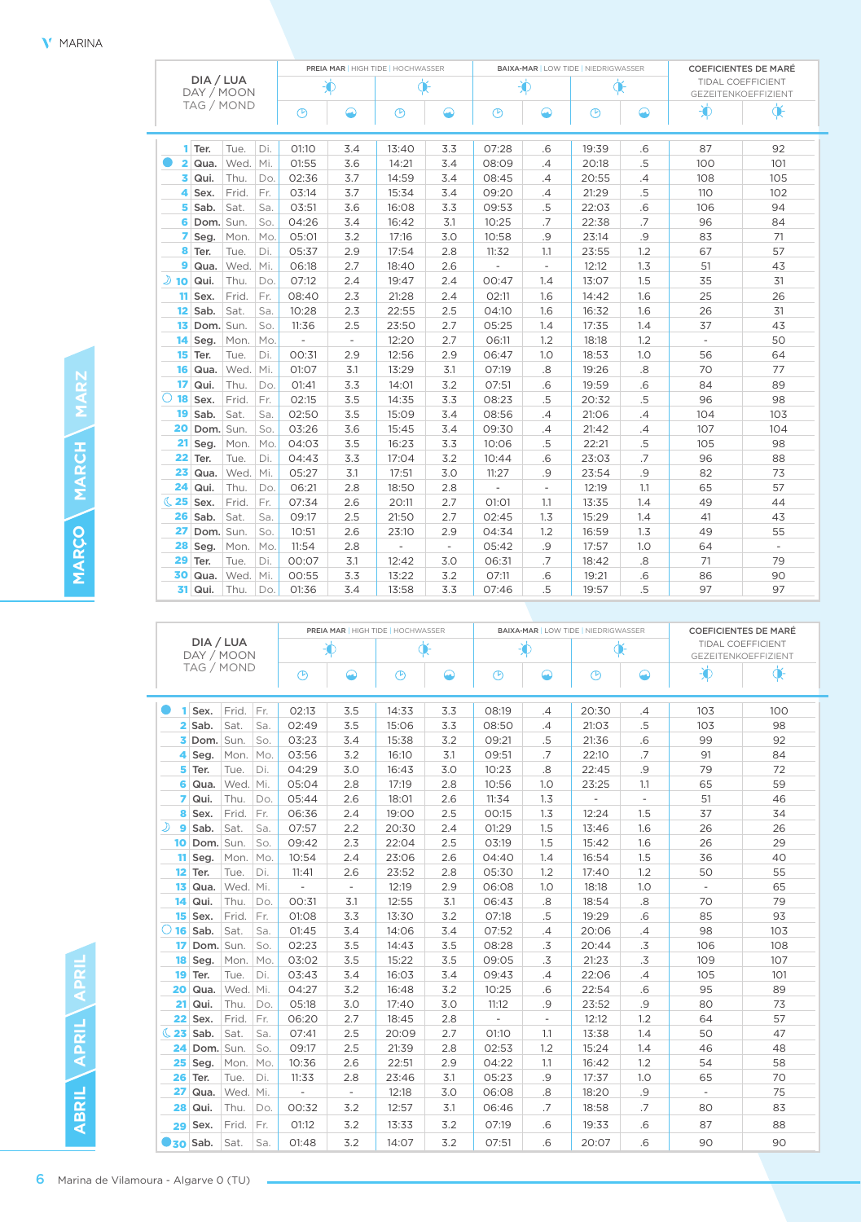MARINA

## MARÇO / MARCH / MARZ

| DIA / LUA DAY / MOON TAG / MOND | | | | PREIA MAR \| HIGH TIDE \| HOCHWASSER | | | | BAIXA-MAR \| LOW TIDE \| NIEDRIGWASSER | | | | COEFICIENTES DE MARÉ TIDAL COEFFICIENT GEZEITENKOEFFIZIENT | |
|---|---|---|---|---|---|---|---|---|---|---|---|---|---|
| | | | | ☀ | | ☀ | | ☀ | | ☀ | | ☀ | ☀ |
| | | | | 🕐 | m | 🕐 | m | 🕐 | m | 🕐 | m | | |
| 1 | Ter. | Tue. | Di. | 01:10 | 3.4 | 13:40 | 3.3 | 07:28 | .6 | 19:39 | .6 | 87 | 92 |
| ● 2 | Qua. | Wed. | Mi. | 01:55 | 3.6 | 14:21 | 3.4 | 08:09 | .4 | 20:18 | .5 | 100 | 101 |
| 3 | Qui. | Thu. | Do. | 02:36 | 3.7 | 14:59 | 3.4 | 08:45 | .4 | 20:55 | .4 | 108 | 105 |
| 4 | Sex. | Frid. | Fr. | 03:14 | 3.7 | 15:34 | 3.4 | 09:20 | .4 | 21:29 | .5 | 110 | 102 |
| 5 | Sab. | Sat. | Sa. | 03:51 | 3.6 | 16:08 | 3.3 | 09:53 | .5 | 22:03 | .6 | 106 | 94 |
| 6 | Dom. | Sun. | So. | 04:26 | 3.4 | 16:42 | 3.1 | 10:25 | .7 | 22:38 | .7 | 96 | 84 |
| 7 | Seg. | Mon. | Mo. | 05:01 | 3.2 | 17:16 | 3.0 | 10:58 | .9 | 23:14 | .9 | 83 | 71 |
| 8 | Ter. | Tue. | Di. | 05:37 | 2.9 | 17:54 | 2.8 | 11:32 | 1.1 | 23:55 | 1.2 | 67 | 57 |
| 9 | Qua. | Wed. | Mi. | 06:18 | 2.7 | 18:40 | 2.6 | - | - | 12:12 | 1.3 | 51 | 43 |
| ☽ 10 | Qui. | Thu. | Do. | 07:12 | 2.4 | 19:47 | 2.4 | 00:47 | 1.4 | 13:07 | 1.5 | 35 | 31 |
| 11 | Sex. | Frid. | Fr. | 08:40 | 2.3 | 21:28 | 2.4 | 02:11 | 1.6 | 14:42 | 1.6 | 25 | 26 |
| 12 | Sab. | Sat. | Sa. | 10:28 | 2.3 | 22:55 | 2.5 | 04:10 | 1.6 | 16:32 | 1.6 | 26 | 31 |
| 13 | Dom. | Sun. | So. | 11:36 | 2.5 | 23:50 | 2.7 | 05:25 | 1.4 | 17:35 | 1.4 | 37 | 43 |
| 14 | Seg. | Mon. | Mo. | - | - | 12:20 | 2.7 | 06:11 | 1.2 | 18:18 | 1.2 | - | 50 |
| 15 | Ter. | Tue. | Di. | 00:31 | 2.9 | 12:56 | 2.9 | 06:47 | 1.0 | 18:53 | 1.0 | 56 | 64 |
| 16 | Qua. | Wed. | Mi. | 01:07 | 3.1 | 13:29 | 3.1 | 07:19 | .8 | 19:26 | .8 | 70 | 77 |
| 17 | Qui. | Thu. | Do. | 01:41 | 3.3 | 14:01 | 3.2 | 07:51 | .6 | 19:59 | .6 | 84 | 89 |
| ○ 18 | Sex. | Frid. | Fr. | 02:15 | 3.5 | 14:35 | 3.3 | 08:23 | .5 | 20:32 | .5 | 96 | 98 |
| 19 | Sab. | Sat. | Sa. | 02:50 | 3.5 | 15:09 | 3.4 | 08:56 | .4 | 21:06 | .4 | 104 | 103 |
| 20 | Dom. | Sun. | So. | 03:26 | 3.6 | 15:45 | 3.4 | 09:30 | .4 | 21:42 | .4 | 107 | 104 |
| 21 | Seg. | Mon. | Mo. | 04:03 | 3.5 | 16:23 | 3.3 | 10:06 | .5 | 22:21 | .5 | 105 | 98 |
| 22 | Ter. | Tue. | Di. | 04:43 | 3.3 | 17:04 | 3.2 | 10:44 | .6 | 23:03 | .7 | 96 | 88 |
| 23 | Qua. | Wed. | Mi. | 05:27 | 3.1 | 17:51 | 3.0 | 11:27 | .9 | 23:54 | .9 | 82 | 73 |
| 24 | Qui. | Thu. | Do. | 06:21 | 2.8 | 18:50 | 2.8 | - | - | 12:19 | 1.1 | 65 | 57 |
| ☾ 25 | Sex. | Frid. | Fr. | 07:34 | 2.6 | 20:11 | 2.7 | 01:01 | 1.1 | 13:35 | 1.4 | 49 | 44 |
| 26 | Sab. | Sat. | Sa. | 09:17 | 2.5 | 21:50 | 2.7 | 02:45 | 1.3 | 15:29 | 1.4 | 41 | 43 |
| 27 | Dom. | Sun. | So. | 10:51 | 2.6 | 23:10 | 2.9 | 04:34 | 1.2 | 16:59 | 1.3 | 49 | 55 |
| 28 | Seg. | Mon. | Mo. | 11:54 | 2.8 | - | - | 05:42 | .9 | 17:57 | 1.0 | 64 | - |
| 29 | Ter. | Tue. | Di. | 00:07 | 3.1 | 12:42 | 3.0 | 06:31 | .7 | 18:42 | .8 | 71 | 79 |
| 30 | Qua. | Wed. | Mi. | 00:55 | 3.3 | 13:22 | 3.2 | 07:11 | .6 | 19:21 | .6 | 86 | 90 |
| 31 | Qui. | Thu. | Do. | 01:36 | 3.4 | 13:58 | 3.3 | 07:46 | .5 | 19:57 | .5 | 97 | 97 |

## ABRIL / APRIL / APRIL

| DIA / LUA DAY / MOON TAG / MOND | | | | PREIA MAR \| HIGH TIDE \| HOCHWASSER | | | | BAIXA-MAR \| LOW TIDE \| NIEDRIGWASSER | | | | COEFICIENTES DE MARÉ TIDAL COEFFICIENT GEZEITENKOEFFIZIENT | |
|---|---|---|---|---|---|---|---|---|---|---|---|---|---|
| | | | | ☀ | | ☀ | | ☀ | | ☀ | | ☀ | ☀ |
| | | | | 🕐 | m | 🕐 | m | 🕐 | m | 🕐 | m | | |
| ● 1 | Sex. | Frid. | Fr. | 02:13 | 3.5 | 14:33 | 3.3 | 08:19 | .4 | 20:30 | .4 | 103 | 100 |
| 2 | Sab. | Sat. | Sa. | 02:49 | 3.5 | 15:06 | 3.3 | 08:50 | .4 | 21:03 | .5 | 103 | 98 |
| 3 | Dom. | Sun. | So. | 03:23 | 3.4 | 15:38 | 3.2 | 09:21 | .5 | 21:36 | .6 | 99 | 92 |
| 4 | Seg. | Mon. | Mo. | 03:56 | 3.2 | 16:10 | 3.1 | 09:51 | .7 | 22:10 | .7 | 91 | 84 |
| 5 | Ter. | Tue. | Di. | 04:29 | 3.0 | 16:43 | 3.0 | 10:23 | .8 | 22:45 | .9 | 79 | 72 |
| 6 | Qua. | Wed. | Mi. | 05:04 | 2.8 | 17:19 | 2.8 | 10:56 | 1.0 | 23:25 | 1.1 | 65 | 59 |
| 7 | Qui. | Thu. | Do. | 05:44 | 2.6 | 18:01 | 2.6 | 11:34 | 1.3 | - | - | 51 | 46 |
| 8 | Sex. | Frid. | Fr. | 06:36 | 2.4 | 19:00 | 2.5 | 00:15 | 1.3 | 12:24 | 1.5 | 37 | 34 |
| ☽ 9 | Sab. | Sat. | Sa. | 07:57 | 2.2 | 20:30 | 2.4 | 01:29 | 1.5 | 13:46 | 1.6 | 26 | 26 |
| 10 | Dom. | Sun. | So. | 09:42 | 2.3 | 22:04 | 2.5 | 03:19 | 1.5 | 15:42 | 1.6 | 26 | 29 |
| 11 | Seg. | Mon. | Mo. | 10:54 | 2.4 | 23:06 | 2.6 | 04:40 | 1.4 | 16:54 | 1.5 | 36 | 40 |
| 12 | Ter. | Tue. | Di. | 11:41 | 2.6 | 23:52 | 2.8 | 05:30 | 1.2 | 17:40 | 1.2 | 50 | 55 |
| 13 | Qua. | Wed. | Mi. | - | - | 12:19 | 2.9 | 06:08 | 1.0 | 18:18 | 1.0 | - | 65 |
| 14 | Qui. | Thu. | Do. | 00:31 | 3.1 | 12:55 | 3.1 | 06:43 | .8 | 18:54 | .8 | 70 | 79 |
| 15 | Sex. | Frid. | Fr. | 01:08 | 3.3 | 13:30 | 3.2 | 07:18 | .5 | 19:29 | .6 | 85 | 93 |
| ○ 16 | Sab. | Sat. | Sa. | 01:45 | 3.4 | 14:06 | 3.4 | 07:52 | .4 | 20:06 | .4 | 98 | 103 |
| 17 | Dom. | Sun. | So. | 02:23 | 3.5 | 14:43 | 3.5 | 08:28 | .3 | 20:44 | .3 | 106 | 108 |
| 18 | Seg. | Mon. | Mo. | 03:02 | 3.5 | 15:22 | 3.5 | 09:05 | .3 | 21:23 | .3 | 109 | 107 |
| 19 | Ter. | Tue. | Di. | 03:43 | 3.4 | 16:03 | 3.4 | 09:43 | .4 | 22:06 | .4 | 105 | 101 |
| 20 | Qua. | Wed. | Mi. | 04:27 | 3.2 | 16:48 | 3.2 | 10:25 | .6 | 22:54 | .6 | 95 | 89 |
| 21 | Qui. | Thu. | Do. | 05:18 | 3.0 | 17:40 | 3.0 | 11:12 | .9 | 23:52 | .9 | 80 | 73 |
| 22 | Sex. | Frid. | Fr. | 06:20 | 2.7 | 18:45 | 2.8 | - | - | 12:12 | 1.2 | 64 | 57 |
| ☾ 23 | Sab. | Sat. | Sa. | 07:41 | 2.5 | 20:09 | 2.7 | 01:10 | 1.1 | 13:38 | 1.4 | 50 | 47 |
| 24 | Dom. | Sun. | So. | 09:17 | 2.5 | 21:39 | 2.8 | 02:53 | 1.2 | 15:24 | 1.4 | 46 | 48 |
| 25 | Seg. | Mon. | Mo. | 10:36 | 2.6 | 22:51 | 2.9 | 04:22 | 1.1 | 16:42 | 1.2 | 54 | 58 |
| 26 | Ter. | Tue. | Di. | 11:33 | 2.8 | 23:46 | 3.1 | 05:23 | .9 | 17:37 | 1.0 | 65 | 70 |
| 27 | Qua. | Wed. | Mi. | - | - | 12:18 | 3.0 | 06:08 | .8 | 18:20 | .9 | - | 75 |
| 28 | Qui. | Thu. | Do. | 00:32 | 3.2 | 12:57 | 3.1 | 06:46 | .7 | 18:58 | .7 | 80 | 83 |
| 29 | Sex. | Frid. | Fr. | 01:12 | 3.2 | 13:33 | 3.2 | 07:19 | .6 | 19:33 | .6 | 87 | 88 |
| ● 30 | Sab. | Sat. | Sa. | 01:48 | 3.2 | 14:07 | 3.2 | 07:51 | .6 | 20:07 | .6 | 90 | 90 |

Marina de Vilamoura - Algarve 0 (TU)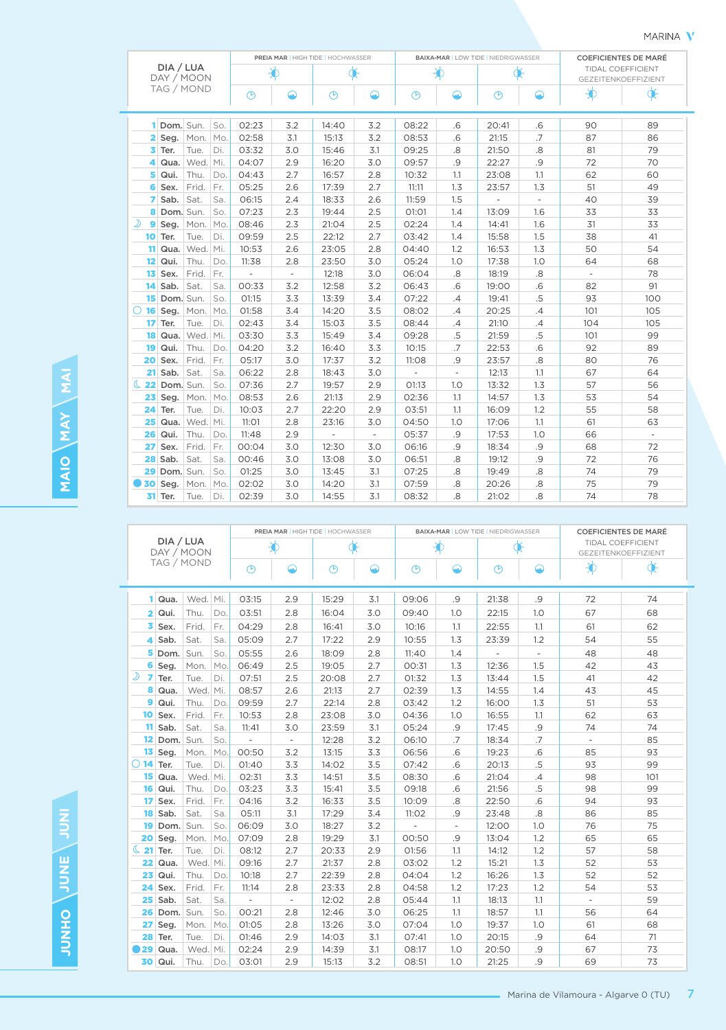MARINA

## MAIO | MAY | MAI

| DIA / LUA DAY / MOON TAG / MOND | | | | PREIA MAR \| HIGH TIDE \| HOCHWASSER | | | | BAIXA-MAR \| LOW TIDE \| NIEDRIGWASSER | | | | COEFICIENTES DE MARÉ TIDAL COEFFICIENT GEZEITENKOEFFIZIENT | |
|---|---|---|---|---|---|---|---|---|---|---|---|---|---|
| | | | | Hora | Altura | Hora | Altura | Hora | Altura | Hora | Altura | | |
| 1 | Dom. | Sun. | So. | 02:23 | 3.2 | 14:40 | 3.2 | 08:22 | .6 | 20:41 | .6 | 90 | 89 |
| 2 | Seg. | Mon. | Mo. | 02:58 | 3.1 | 15:13 | 3.2 | 08:53 | .6 | 21:15 | .7 | 87 | 86 |
| 3 | Ter. | Tue. | Di. | 03:32 | 3.0 | 15:46 | 3.1 | 09:25 | .8 | 21:50 | .8 | 81 | 79 |
| 4 | Qua. | Wed. | Mi. | 04:07 | 2.9 | 16:20 | 3.0 | 09:57 | .9 | 22:27 | .9 | 72 | 70 |
| 5 | Qui. | Thu. | Do. | 04:43 | 2.7 | 16:57 | 2.8 | 10:32 | 1.1 | 23:08 | 1.1 | 62 | 60 |
| 6 | Sex. | Frid. | Fr. | 05:25 | 2.6 | 17:39 | 2.7 | 11:11 | 1.3 | 23:57 | 1.3 | 51 | 49 |
| 7 | Sab. | Sat. | Sa. | 06:15 | 2.4 | 18:33 | 2.6 | 11:59 | 1.5 | - | - | 40 | 39 |
| 8 | Dom. | Sun. | So. | 07:23 | 2.3 | 19:44 | 2.5 | 01:01 | 1.4 | 13:09 | 1.6 | 33 | 33 |
| ☽ 9 | Seg. | Mon. | Mo. | 08:46 | 2.3 | 21:04 | 2.5 | 02:24 | 1.4 | 14:41 | 1.6 | 31 | 33 |
| 10 | Ter. | Tue. | Di. | 09:59 | 2.5 | 22:12 | 2.7 | 03:42 | 1.4 | 15:58 | 1.5 | 38 | 41 |
| 11 | Qua. | Wed. | Mi. | 10:53 | 2.6 | 23:05 | 2.8 | 04:40 | 1.2 | 16:53 | 1.3 | 50 | 54 |
| 12 | Qui. | Thu. | Do. | 11:38 | 2.8 | 23:50 | 3.0 | 05:24 | 1.0 | 17:38 | 1.0 | 64 | 68 |
| 13 | Sex. | Frid. | Fr. | - | - | 12:18 | 3.0 | 06:04 | .8 | 18:19 | .8 | - | 78 |
| 14 | Sab. | Sat. | Sa. | 00:33 | 3.2 | 12:58 | 3.2 | 06:43 | .6 | 19:00 | .6 | 82 | 91 |
| 15 | Dom. | Sun. | So. | 01:15 | 3.3 | 13:39 | 3.4 | 07:22 | .4 | 19:41 | .5 | 93 | 100 |
| ○ 16 | Seg. | Mon. | Mo. | 01:58 | 3.4 | 14:20 | 3.5 | 08:02 | .4 | 20:25 | .4 | 101 | 105 |
| 17 | Ter. | Tue. | Di. | 02:43 | 3.4 | 15:03 | 3.5 | 08:44 | .4 | 21:10 | .4 | 104 | 105 |
| 18 | Qua. | Wed. | Mi. | 03:30 | 3.3 | 15:49 | 3.4 | 09:28 | .5 | 21:59 | .5 | 101 | 99 |
| 19 | Qui. | Thu. | Do. | 04:20 | 3.2 | 16:40 | 3.3 | 10:15 | .7 | 22:53 | .6 | 92 | 89 |
| 20 | Sex. | Frid. | Fr. | 05:17 | 3.0 | 17:37 | 3.2 | 11:08 | .9 | 23:57 | .8 | 80 | 76 |
| 21 | Sab. | Sat. | Sa. | 06:22 | 2.8 | 18:43 | 3.0 | - | - | 12:13 | 1.1 | 67 | 64 |
| ☾ 22 | Dom. | Sun. | So. | 07:36 | 2.7 | 19:57 | 2.9 | 01:13 | 1.0 | 13:32 | 1.3 | 57 | 56 |
| 23 | Seg. | Mon. | Mo. | 08:53 | 2.6 | 21:13 | 2.9 | 02:36 | 1.1 | 14:57 | 1.3 | 53 | 54 |
| 24 | Ter. | Tue. | Di. | 10:03 | 2.7 | 22:20 | 2.9 | 03:51 | 1.1 | 16:09 | 1.2 | 55 | 58 |
| 25 | Qua. | Wed. | Mi. | 11:01 | 2.8 | 23:16 | 3.0 | 04:50 | 1.0 | 17:06 | 1.1 | 61 | 63 |
| 26 | Qui. | Thu. | Do. | 11:48 | 2.9 | - | - | 05:37 | .9 | 17:53 | 1.0 | 66 | - |
| 27 | Sex. | Frid. | Fr. | 00:04 | 3.0 | 12:30 | 3.0 | 06:16 | .9 | 18:34 | .9 | 68 | 72 |
| 28 | Sab. | Sat. | Sa. | 00:46 | 3.0 | 13:08 | 3.0 | 06:51 | .9 | 19:12 | .9 | 72 | 76 |
| 29 | Dom. | Sun. | So. | 01:25 | 3.0 | 13:45 | 3.1 | 07:25 | .8 | 19:49 | .8 | 74 | 79 |
| ● 30 | Seg. | Mon. | Mo. | 02:02 | 3.0 | 14:20 | 3.1 | 07:59 | .8 | 20:26 | .8 | 75 | 79 |
| 31 | Ter. | Tue. | Di. | 02:39 | 3.0 | 14:55 | 3.1 | 08:32 | .8 | 21:02 | .8 | 74 | 78 |

## JUNHO | JUNE | JUNI

| DIA / LUA DAY / MOON TAG / MOND | | | | PREIA MAR \| HIGH TIDE \| HOCHWASSER | | | | BAIXA-MAR \| LOW TIDE \| NIEDRIGWASSER | | | | COEFICIENTES DE MARÉ TIDAL COEFFICIENT GEZEITENKOEFFIZIENT | |
|---|---|---|---|---|---|---|---|---|---|---|---|---|---|
| | | | | Hora | Altura | Hora | Altura | Hora | Altura | Hora | Altura | | |
| 1 | Qua. | Wed. | Mi. | 03:15 | 2.9 | 15:29 | 3.1 | 09:06 | .9 | 21:38 | .9 | 72 | 74 |
| 2 | Qui. | Thu. | Do. | 03:51 | 2.8 | 16:04 | 3.0 | 09:40 | 1.0 | 22:15 | 1.0 | 67 | 68 |
| 3 | Sex. | Frid. | Fr. | 04:29 | 2.8 | 16:41 | 3.0 | 10:16 | 1.1 | 22:55 | 1.1 | 61 | 62 |
| 4 | Sab. | Sat. | Sa. | 05:09 | 2.7 | 17:22 | 2.9 | 10:55 | 1.3 | 23:39 | 1.2 | 54 | 55 |
| 5 | Dom. | Sun. | So. | 05:55 | 2.6 | 18:09 | 2.8 | 11:40 | 1.4 | - | - | 48 | 48 |
| 6 | Seg. | Mon. | Mo. | 06:49 | 2.5 | 19:05 | 2.7 | 00:31 | 1.3 | 12:36 | 1.5 | 42 | 43 |
| ☽ 7 | Ter. | Tue. | Di. | 07:51 | 2.5 | 20:08 | 2.7 | 01:32 | 1.3 | 13:44 | 1.5 | 41 | 42 |
| 8 | Qua. | Wed. | Mi. | 08:57 | 2.6 | 21:13 | 2.7 | 02:39 | 1.3 | 14:55 | 1.4 | 43 | 45 |
| 9 | Qui. | Thu. | Do. | 09:59 | 2.7 | 22:14 | 2.8 | 03:42 | 1.2 | 16:00 | 1.3 | 51 | 53 |
| 10 | Sex. | Frid. | Fr. | 10:53 | 2.8 | 23:08 | 3.0 | 04:36 | 1.0 | 16:55 | 1.1 | 62 | 63 |
| 11 | Sab. | Sat. | Sa. | 11:41 | 3.0 | 23:59 | 3.1 | 05:24 | .9 | 17:45 | .9 | 74 | 74 |
| 12 | Dom. | Sun. | So. | - | - | 12:28 | 3.2 | 06:10 | .7 | 18:34 | .7 | - | 85 |
| 13 | Seg. | Mon. | Mo. | 00:50 | 3.2 | 13:15 | 3.3 | 06:56 | .6 | 19:23 | .6 | 85 | 93 |
| ○ 14 | Ter. | Tue. | Di. | 01:40 | 3.3 | 14:02 | 3.5 | 07:42 | .6 | 20:13 | .5 | 93 | 99 |
| 15 | Qua. | Wed. | Mi. | 02:31 | 3.3 | 14:51 | 3.5 | 08:30 | .6 | 21:04 | .4 | 98 | 101 |
| 16 | Qui. | Thu. | Do. | 03:23 | 3.3 | 15:41 | 3.5 | 09:18 | .6 | 21:56 | .5 | 98 | 99 |
| 17 | Sex. | Frid. | Fr. | 04:16 | 3.2 | 16:33 | 3.5 | 10:09 | .8 | 22:50 | .6 | 94 | 93 |
| 18 | Sab. | Sat. | Sa. | 05:11 | 3.1 | 17:29 | 3.4 | 11:02 | .9 | 23:48 | .8 | 86 | 85 |
| 19 | Dom. | Sun. | So. | 06:09 | 3.0 | 18:27 | 3.2 | - | - | 12:00 | 1.0 | 76 | 75 |
| 20 | Seg. | Mon. | Mo. | 07:09 | 2.8 | 19:29 | 3.1 | 00:50 | .9 | 13:04 | 1.2 | 65 | 65 |
| ☾ 21 | Ter. | Tue. | Di. | 08:12 | 2.7 | 20:33 | 2.9 | 01:56 | 1.1 | 14:12 | 1.2 | 57 | 58 |
| 22 | Qua. | Wed. | Mi. | 09:16 | 2.7 | 21:37 | 2.8 | 03:02 | 1.2 | 15:21 | 1.3 | 52 | 53 |
| 23 | Qui. | Thu. | Do. | 10:18 | 2.7 | 22:39 | 2.8 | 04:04 | 1.2 | 16:26 | 1.3 | 52 | 52 |
| 24 | Sex. | Frid. | Fr. | 11:14 | 2.8 | 23:33 | 2.8 | 04:58 | 1.2 | 17:23 | 1.2 | 54 | 53 |
| 25 | Sab. | Sat. | Sa. | - | - | 12:02 | 2.8 | 05:44 | 1.1 | 18:13 | 1.1 | - | 59 |
| 26 | Dom. | Sun. | So. | 00:21 | 2.8 | 12:46 | 3.0 | 06:25 | 1.1 | 18:57 | 1.1 | 56 | 64 |
| 27 | Seg. | Mon. | Mo. | 01:05 | 2.8 | 13:26 | 3.0 | 07:04 | 1.0 | 19:37 | 1.0 | 61 | 68 |
| 28 | Ter. | Tue. | Di. | 01:46 | 2.9 | 14:03 | 3.1 | 07:41 | 1.0 | 20:15 | .9 | 64 | 71 |
| ● 29 | Qua. | Wed. | Mi. | 02:24 | 2.9 | 14:39 | 3.1 | 08:17 | 1.0 | 20:50 | .9 | 67 | 73 |
| 30 | Qui. | Thu. | Do. | 03:01 | 2.9 | 15:13 | 3.2 | 08:51 | 1.0 | 21:25 | .9 | 69 | 73 |

Marina de Vilamoura - Algarve 0 (TU)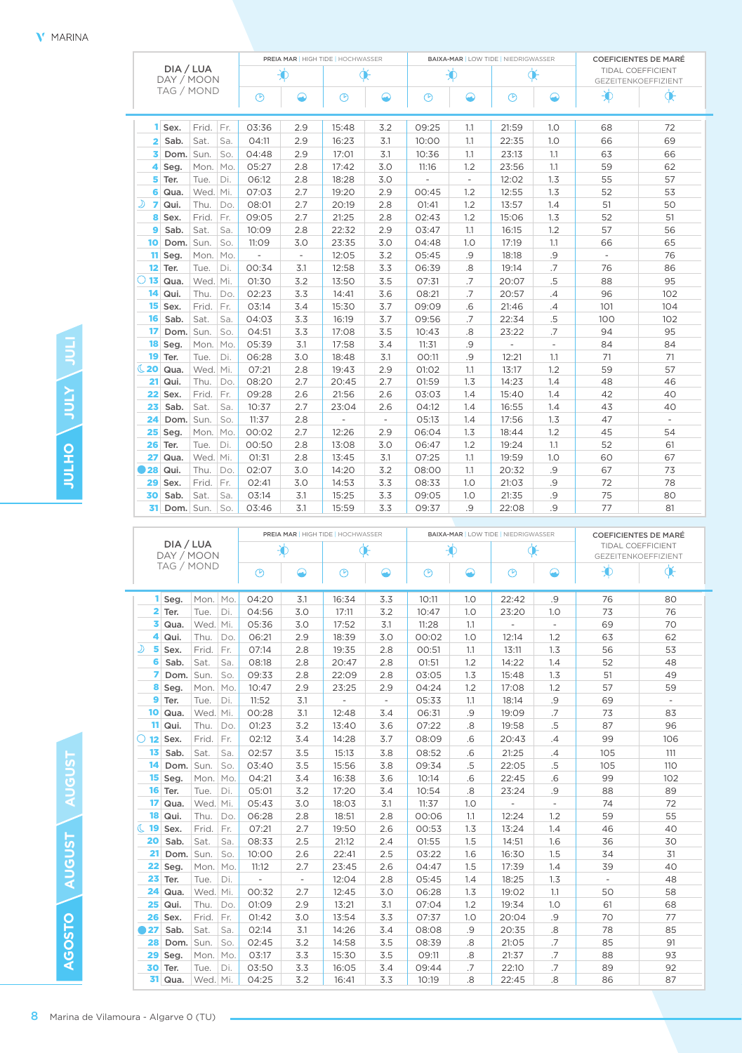MARINA

## JULHO / JULY / JULI

| DIA / LUA DAY / MOON TAG / MOND | | | | PREIA MAR \| HIGH TIDE \| HOCHWASSER | | | | BAIXA-MAR \| LOW TIDE \| NIEDRIGWASSER | | | | COEFICIENTES DE MARÉ TIDAL COEFFICIENT GEZEITENKOEFFIZIENT | |
|---|---|---|---|---|---|---|---|---|---|---|---|---|---|
| | | | | AM hora | AM altura | PM hora | PM altura | AM hora | AM altura | PM hora | PM altura | AM | PM |
| 1 | Sex. | Frid. | Fr. | 03:36 | 2.9 | 15:48 | 3.2 | 09:25 | 1.1 | 21:59 | 1.0 | 68 | 72 |
| 2 | Sab. | Sat. | Sa. | 04:11 | 2.9 | 16:23 | 3.1 | 10:00 | 1.1 | 22:35 | 1.0 | 66 | 69 |
| 3 | Dom. | Sun. | So. | 04:48 | 2.9 | 17:01 | 3.1 | 10:36 | 1.1 | 23:13 | 1.1 | 63 | 66 |
| 4 | Seg. | Mon. | Mo. | 05:27 | 2.8 | 17:42 | 3.0 | 11:16 | 1.2 | 23:56 | 1.1 | 59 | 62 |
| 5 | Ter. | Tue. | Di. | 06:12 | 2.8 | 18:28 | 3.0 | - | - | 12:02 | 1.3 | 55 | 57 |
| 6 | Qua. | Wed. | Mi. | 07:03 | 2.7 | 19:20 | 2.9 | 00:45 | 1.2 | 12:55 | 1.3 | 52 | 53 |
| ☽ 7 | Qui. | Thu. | Do. | 08:01 | 2.7 | 20:19 | 2.8 | 01:41 | 1.2 | 13:57 | 1.4 | 51 | 50 |
| 8 | Sex. | Frid. | Fr. | 09:05 | 2.7 | 21:25 | 2.8 | 02:43 | 1.2 | 15:06 | 1.3 | 52 | 51 |
| 9 | Sab. | Sat. | Sa. | 10:09 | 2.8 | 22:32 | 2.9 | 03:47 | 1.1 | 16:15 | 1.2 | 57 | 56 |
| 10 | Dom. | Sun. | So. | 11:09 | 3.0 | 23:35 | 3.0 | 04:48 | 1.0 | 17:19 | 1.1 | 66 | 65 |
| 11 | Seg. | Mon. | Mo. | - | - | 12:05 | 3.2 | 05:45 | .9 | 18:18 | .9 | - | 76 |
| 12 | Ter. | Tue. | Di. | 00:34 | 3.1 | 12:58 | 3.3 | 06:39 | .8 | 19:14 | .7 | 76 | 86 |
| ○ 13 | Qua. | Wed. | Mi. | 01:30 | 3.2 | 13:50 | 3.5 | 07:31 | .7 | 20:07 | .5 | 88 | 95 |
| 14 | Qui. | Thu. | Do. | 02:23 | 3.3 | 14:41 | 3.6 | 08:21 | .7 | 20:57 | .4 | 96 | 102 |
| 15 | Sex. | Frid. | Fr. | 03:14 | 3.4 | 15:30 | 3.7 | 09:09 | .6 | 21:46 | .4 | 101 | 104 |
| 16 | Sab. | Sat. | Sa. | 04:03 | 3.3 | 16:19 | 3.7 | 09:56 | .7 | 22:34 | .5 | 100 | 102 |
| 17 | Dom. | Sun. | So. | 04:51 | 3.3 | 17:08 | 3.5 | 10:43 | .8 | 23:22 | .7 | 94 | 95 |
| 18 | Seg. | Mon. | Mo. | 05:39 | 3.1 | 17:58 | 3.4 | 11:31 | .9 | - | - | 84 | 84 |
| 19 | Ter. | Tue. | Di. | 06:28 | 3.0 | 18:48 | 3.1 | 00:11 | .9 | 12:21 | 1.1 | 71 | 71 |
| ☾ 20 | Qua. | Wed. | Mi. | 07:21 | 2.8 | 19:43 | 2.9 | 01:02 | 1.1 | 13:17 | 1.2 | 59 | 57 |
| 21 | Qui. | Thu. | Do. | 08:20 | 2.7 | 20:45 | 2.7 | 01:59 | 1.3 | 14:23 | 1.4 | 48 | 46 |
| 22 | Sex. | Frid. | Fr. | 09:28 | 2.6 | 21:56 | 2.6 | 03:03 | 1.4 | 15:40 | 1.4 | 42 | 40 |
| 23 | Sab. | Sat. | Sa. | 10:37 | 2.7 | 23:04 | 2.6 | 04:12 | 1.4 | 16:55 | 1.4 | 43 | 40 |
| 24 | Dom. | Sun. | So. | 11:37 | 2.8 | - | - | 05:13 | 1.4 | 17:56 | 1.3 | 47 | - |
| 25 | Seg. | Mon. | Mo. | 00:02 | 2.7 | 12:26 | 2.9 | 06:04 | 1.3 | 18:44 | 1.2 | 45 | 54 |
| 26 | Ter. | Tue. | Di. | 00:50 | 2.8 | 13:08 | 3.0 | 06:47 | 1.2 | 19:24 | 1.1 | 52 | 61 |
| 27 | Qua. | Wed. | Mi. | 01:31 | 2.8 | 13:45 | 3.1 | 07:25 | 1.1 | 19:59 | 1.0 | 60 | 67 |
| ● 28 | Qui. | Thu. | Do. | 02:07 | 3.0 | 14:20 | 3.2 | 08:00 | 1.1 | 20:32 | .9 | 67 | 73 |
| 29 | Sex. | Frid. | Fr. | 02:41 | 3.0 | 14:53 | 3.3 | 08:33 | 1.0 | 21:03 | .9 | 72 | 78 |
| 30 | Sab. | Sat. | Sa. | 03:14 | 3.1 | 15:25 | 3.3 | 09:05 | 1.0 | 21:35 | .9 | 75 | 80 |
| 31 | Dom. | Sun. | So. | 03:46 | 3.1 | 15:59 | 3.3 | 09:37 | .9 | 22:08 | .9 | 77 | 81 |

## AGOSTO / AUGUST / AUGUST

| DIA / LUA DAY / MOON TAG / MOND | | | | PREIA MAR \| HIGH TIDE \| HOCHWASSER | | | | BAIXA-MAR \| LOW TIDE \| NIEDRIGWASSER | | | | COEFICIENTES DE MARÉ TIDAL COEFFICIENT GEZEITENKOEFFIZIENT | |
|---|---|---|---|---|---|---|---|---|---|---|---|---|---|
| | | | | AM hora | AM altura | PM hora | PM altura | AM hora | AM altura | PM hora | PM altura | AM | PM |
| 1 | Seg. | Mon. | Mo. | 04:20 | 3.1 | 16:34 | 3.3 | 10:11 | 1.0 | 22:42 | .9 | 76 | 80 |
| 2 | Ter. | Tue. | Di. | 04:56 | 3.0 | 17:11 | 3.2 | 10:47 | 1.0 | 23:20 | 1.0 | 73 | 76 |
| 3 | Qua. | Wed. | Mi. | 05:36 | 3.0 | 17:52 | 3.1 | 11:28 | 1.1 | - | - | 69 | 70 |
| 4 | Qui. | Thu. | Do. | 06:21 | 2.9 | 18:39 | 3.0 | 00:02 | 1.0 | 12:14 | 1.2 | 63 | 62 |
| ☽ 5 | Sex. | Frid. | Fr. | 07:14 | 2.8 | 19:35 | 2.8 | 00:51 | 1.1 | 13:11 | 1.3 | 56 | 53 |
| 6 | Sab. | Sat. | Sa. | 08:18 | 2.8 | 20:47 | 2.8 | 01:51 | 1.2 | 14:22 | 1.4 | 52 | 48 |
| 7 | Dom. | Sun. | So. | 09:33 | 2.8 | 22:09 | 2.8 | 03:05 | 1.3 | 15:48 | 1.3 | 51 | 49 |
| 8 | Seg. | Mon. | Mo. | 10:47 | 2.9 | 23:25 | 2.9 | 04:24 | 1.2 | 17:08 | 1.2 | 57 | 59 |
| 9 | Ter. | Tue. | Di. | 11:52 | 3.1 | - | - | 05:33 | 1.1 | 18:14 | .9 | 69 | - |
| 10 | Qua. | Wed. | Mi. | 00:28 | 3.1 | 12:48 | 3.4 | 06:31 | .9 | 19:09 | .7 | 73 | 83 |
| 11 | Qui. | Thu. | Do. | 01:23 | 3.2 | 13:40 | 3.6 | 07:22 | .8 | 19:58 | .5 | 87 | 96 |
| ○ 12 | Sex. | Frid. | Fr. | 02:12 | 3.4 | 14:28 | 3.7 | 08:09 | .6 | 20:43 | .4 | 99 | 106 |
| 13 | Sab. | Sat. | Sa. | 02:57 | 3.5 | 15:13 | 3.8 | 08:52 | .6 | 21:25 | .4 | 105 | 111 |
| 14 | Dom. | Sun. | So. | 03:40 | 3.5 | 15:56 | 3.8 | 09:34 | .5 | 22:05 | .5 | 105 | 110 |
| 15 | Seg. | Mon. | Mo. | 04:21 | 3.4 | 16:38 | 3.6 | 10:14 | .6 | 22:45 | .6 | 99 | 102 |
| 16 | Ter. | Tue. | Di. | 05:01 | 3.2 | 17:20 | 3.4 | 10:54 | .8 | 23:24 | .9 | 88 | 89 |
| 17 | Qua. | Wed. | Mi. | 05:43 | 3.0 | 18:03 | 3.1 | 11:37 | 1.0 | - | - | 74 | 72 |
| 18 | Qui. | Thu. | Do. | 06:28 | 2.8 | 18:51 | 2.8 | 00:06 | 1.1 | 12:24 | 1.2 | 59 | 55 |
| ☾ 19 | Sex. | Frid. | Fr. | 07:21 | 2.7 | 19:50 | 2.6 | 00:53 | 1.3 | 13:24 | 1.4 | 46 | 40 |
| 20 | Sab. | Sat. | Sa. | 08:33 | 2.5 | 21:12 | 2.4 | 01:55 | 1.5 | 14:51 | 1.6 | 36 | 30 |
| 21 | Dom. | Sun. | So. | 10:00 | 2.6 | 22:41 | 2.5 | 03:22 | 1.6 | 16:30 | 1.5 | 34 | 31 |
| 22 | Seg. | Mon. | Mo. | 11:12 | 2.7 | 23:45 | 2.6 | 04:47 | 1.5 | 17:39 | 1.4 | 39 | 40 |
| 23 | Ter. | Tue. | Di. | - | - | 12:04 | 2.8 | 05:45 | 1.4 | 18:25 | 1.3 | - | 48 |
| 24 | Qua. | Wed. | Mi. | 00:32 | 2.7 | 12:45 | 3.0 | 06:28 | 1.3 | 19:02 | 1.1 | 50 | 58 |
| 25 | Qui. | Thu. | Do. | 01:09 | 2.9 | 13:21 | 3.1 | 07:04 | 1.2 | 19:34 | 1.0 | 61 | 68 |
| 26 | Sex. | Frid. | Fr. | 01:42 | 3.0 | 13:54 | 3.3 | 07:37 | 1.0 | 20:04 | .9 | 70 | 77 |
| ● 27 | Sab. | Sat. | Sa. | 02:14 | 3.1 | 14:26 | 3.4 | 08:08 | .9 | 20:35 | .8 | 78 | 85 |
| 28 | Dom. | Sun. | So. | 02:45 | 3.2 | 14:58 | 3.5 | 08:39 | .8 | 21:05 | .7 | 85 | 91 |
| 29 | Seg. | Mon. | Mo. | 03:17 | 3.3 | 15:30 | 3.5 | 09:11 | .8 | 21:37 | .7 | 88 | 93 |
| 30 | Ter. | Tue. | Di. | 03:50 | 3.3 | 16:05 | 3.4 | 09:44 | .7 | 22:10 | .7 | 89 | 92 |
| 31 | Qua. | Wed. | Mi. | 04:25 | 3.2 | 16:41 | 3.3 | 10:19 | .8 | 22:45 | .8 | 86 | 87 |

Marina de Vilamoura - Algarve 0 (TU)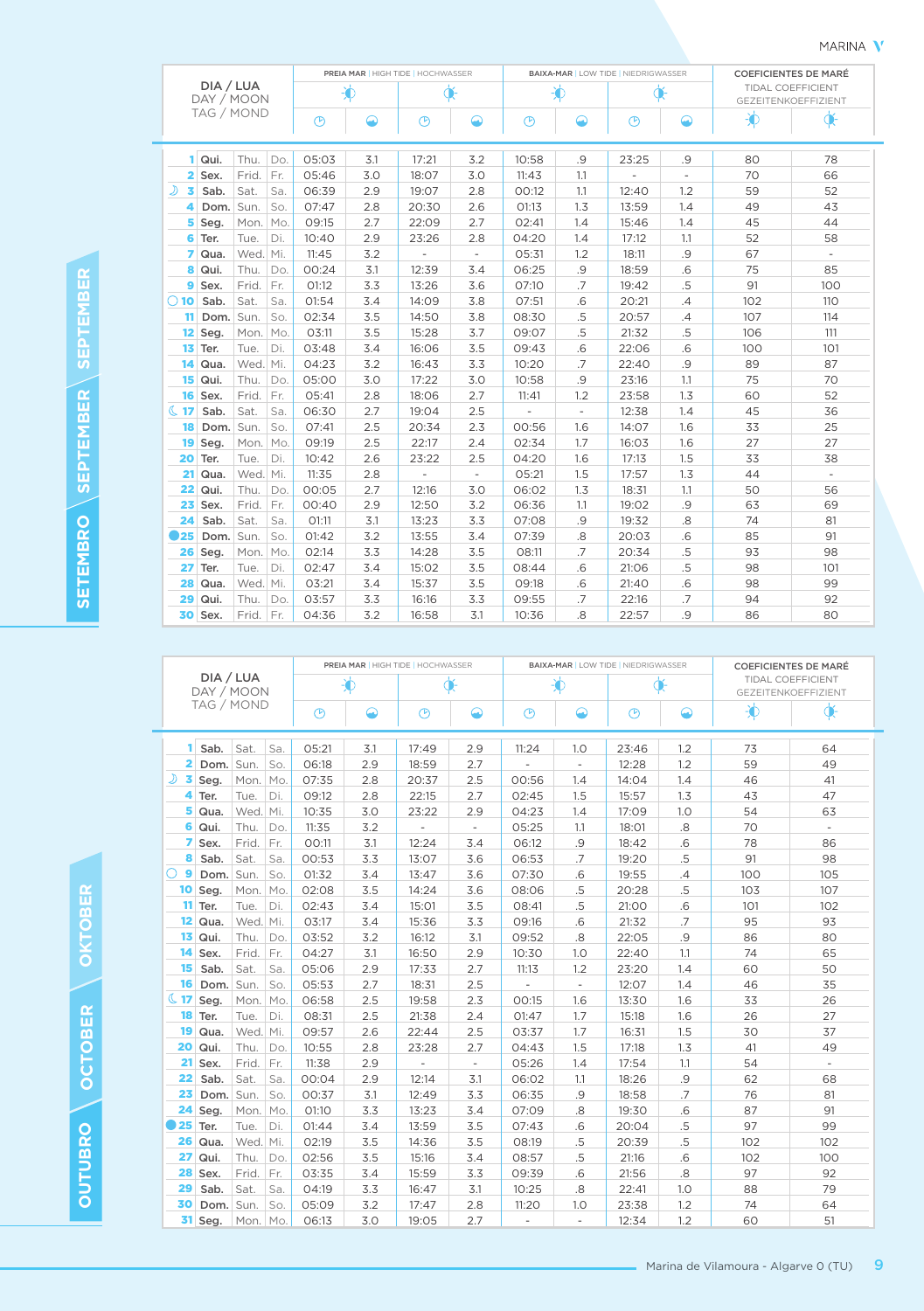# SETEMBRO | SEPTEMBER | SEPTEMBER

| DIA / LUA<br>DAY / MOON<br>TAG / MOND | | | | PREIA MAR \| HIGH TIDE \| HOCHWASSER | | | | BAIXA-MAR \| LOW TIDE \| NIEDRIGWASSER | | | | COEFICIENTES DE MARÉ<br>TIDAL COEFFICIENT<br>GEZEITENKOEFFIZIENT | |
|---|---|---|---|---|---|---|---|---|---|---|---|---|---|
| | | | | ☼ | | ☼ | | ☼ | | ☼ | | ☼ | ☼ |
| | | | | Hora | Altura | Hora | Altura | Hora | Altura | Hora | Altura | | |
| 1 | Qui. | Thu. | Do. | 05:03 | 3.1 | 17:21 | 3.2 | 10:58 | .9 | 23:25 | .9 | 80 | 78 |
| 2 | Sex. | Frid. | Fr. | 05:46 | 3.0 | 18:07 | 3.0 | 11:43 | 1.1 | - | - | 70 | 66 |
| ☽ 3 | Sab. | Sat. | Sa. | 06:39 | 2.9 | 19:07 | 2.8 | 00:12 | 1.1 | 12:40 | 1.2 | 59 | 52 |
| 4 | Dom. | Sun. | So. | 07:47 | 2.8 | 20:30 | 2.6 | 01:13 | 1.3 | 13:59 | 1.4 | 49 | 43 |
| 5 | Seg. | Mon. | Mo. | 09:15 | 2.7 | 22:09 | 2.7 | 02:41 | 1.4 | 15:46 | 1.4 | 45 | 44 |
| 6 | Ter. | Tue. | Di. | 10:40 | 2.9 | 23:26 | 2.8 | 04:20 | 1.4 | 17:12 | 1.1 | 52 | 58 |
| 7 | Qua. | Wed. | Mi. | 11:45 | 3.2 | - | - | 05:31 | 1.2 | 18:11 | .9 | 67 | - |
| 8 | Qui. | Thu. | Do. | 00:24 | 3.1 | 12:39 | 3.4 | 06:25 | .9 | 18:59 | .6 | 75 | 85 |
| 9 | Sex. | Frid. | Fr. | 01:12 | 3.3 | 13:26 | 3.6 | 07:10 | .7 | 19:42 | .5 | 91 | 100 |
| ○ 10 | Sab. | Sat. | Sa. | 01:54 | 3.4 | 14:09 | 3.8 | 07:51 | .6 | 20:21 | .4 | 102 | 110 |
| 11 | Dom. | Sun. | So. | 02:34 | 3.5 | 14:50 | 3.8 | 08:30 | .5 | 20:57 | .4 | 107 | 114 |
| 12 | Seg. | Mon. | Mo. | 03:11 | 3.5 | 15:28 | 3.7 | 09:07 | .5 | 21:32 | .5 | 106 | 111 |
| 13 | Ter. | Tue. | Di. | 03:48 | 3.4 | 16:06 | 3.5 | 09:43 | .6 | 22:06 | .6 | 100 | 101 |
| 14 | Qua. | Wed. | Mi. | 04:23 | 3.2 | 16:43 | 3.3 | 10:20 | .7 | 22:40 | .9 | 89 | 87 |
| 15 | Qui. | Thu. | Do. | 05:00 | 3.0 | 17:22 | 3.0 | 10:58 | .9 | 23:16 | 1.1 | 75 | 70 |
| 16 | Sex. | Frid. | Fr. | 05:41 | 2.8 | 18:06 | 2.7 | 11:41 | 1.2 | 23:58 | 1.3 | 60 | 52 |
| ☾ 17 | Sab. | Sat. | Sa. | 06:30 | 2.7 | 19:04 | 2.5 | - | - | 12:38 | 1.4 | 45 | 36 |
| 18 | Dom. | Sun. | So. | 07:41 | 2.5 | 20:34 | 2.3 | 00:56 | 1.6 | 14:07 | 1.6 | 33 | 25 |
| 19 | Seg. | Mon. | Mo. | 09:19 | 2.5 | 22:17 | 2.4 | 02:34 | 1.7 | 16:03 | 1.6 | 27 | 27 |
| 20 | Ter. | Tue. | Di. | 10:42 | 2.6 | 23:22 | 2.5 | 04:20 | 1.6 | 17:13 | 1.5 | 33 | 38 |
| 21 | Qua. | Wed. | Mi. | 11:35 | 2.8 | - | - | 05:21 | 1.5 | 17:57 | 1.3 | 44 | - |
| 22 | Qui. | Thu. | Do. | 00:05 | 2.7 | 12:16 | 3.0 | 06:02 | 1.3 | 18:31 | 1.1 | 50 | 56 |
| 23 | Sex. | Frid. | Fr. | 00:40 | 2.9 | 12:50 | 3.2 | 06:36 | 1.1 | 19:02 | .9 | 63 | 69 |
| 24 | Sab. | Sat. | Sa. | 01:11 | 3.1 | 13:23 | 3.3 | 07:08 | .9 | 19:32 | .8 | 74 | 81 |
| ● 25 | Dom. | Sun. | So. | 01:42 | 3.2 | 13:55 | 3.4 | 07:39 | .8 | 20:03 | .6 | 85 | 91 |
| 26 | Seg. | Mon. | Mo. | 02:14 | 3.3 | 14:28 | 3.5 | 08:11 | .7 | 20:34 | .5 | 93 | 98 |
| 27 | Ter. | Tue. | Di. | 02:47 | 3.4 | 15:02 | 3.5 | 08:44 | .6 | 21:06 | .5 | 98 | 101 |
| 28 | Qua. | Wed. | Mi. | 03:21 | 3.4 | 15:37 | 3.5 | 09:18 | .6 | 21:40 | .6 | 98 | 99 |
| 29 | Qui. | Thu. | Do. | 03:57 | 3.3 | 16:16 | 3.3 | 09:55 | .7 | 22:16 | .7 | 94 | 92 |
| 30 | Sex. | Frid. | Fr. | 04:36 | 3.2 | 16:58 | 3.1 | 10:36 | .8 | 22:57 | .9 | 86 | 80 |

# OUTUBRO | OCTOBER | OKTOBER

| DIA / LUA<br>DAY / MOON<br>TAG / MOND | | | | PREIA MAR \| HIGH TIDE \| HOCHWASSER | | | | BAIXA-MAR \| LOW TIDE \| NIEDRIGWASSER | | | | COEFICIENTES DE MARÉ<br>TIDAL COEFFICIENT<br>GEZEITENKOEFFIZIENT | |
|---|---|---|---|---|---|---|---|---|---|---|---|---|---|
| | | | | ☼ | | ☼ | | ☼ | | ☼ | | ☼ | ☼ |
| | | | | Hora | Altura | Hora | Altura | Hora | Altura | Hora | Altura | | |
| 1 | Sab. | Sat. | Sa. | 05:21 | 3.1 | 17:49 | 2.9 | 11:24 | 1.0 | 23:46 | 1.2 | 73 | 64 |
| 2 | Dom. | Sun. | So. | 06:18 | 2.9 | 18:59 | 2.7 | - | - | 12:28 | 1.2 | 59 | 49 |
| ☽ 3 | Seg. | Mon. | Mo. | 07:35 | 2.8 | 20:37 | 2.5 | 00:56 | 1.4 | 14:04 | 1.4 | 46 | 41 |
| 4 | Ter. | Tue. | Di. | 09:12 | 2.8 | 22:15 | 2.7 | 02:45 | 1.5 | 15:57 | 1.3 | 43 | 47 |
| 5 | Qua. | Wed. | Mi. | 10:35 | 3.0 | 23:22 | 2.9 | 04:23 | 1.3 | 17:09 | 1.0 | 54 | 63 |
| 6 | Qui. | Thu. | Do. | 11:35 | 3.2 | - | - | 05:25 | 1.1 | 18:01 | .8 | 70 | - |
| 7 | Sex. | Frid. | Fr. | 00:11 | 3.1 | 12:24 | 3.4 | 06:12 | .9 | 18:42 | .6 | 78 | 86 |
| 8 | Sab. | Sat. | Sa. | 00:53 | 3.3 | 13:07 | 3.6 | 06:53 | .7 | 19:20 | .5 | 91 | 98 |
| ○ 9 | Dom. | Sun. | So. | 01:32 | 3.4 | 13:47 | 3.6 | 07:30 | .6 | 19:55 | .4 | 100 | 105 |
| 10 | Seg. | Mon. | Mo. | 02:08 | 3.5 | 14:24 | 3.6 | 08:06 | .5 | 20:28 | .5 | 103 | 107 |
| 11 | Ter. | Tue. | Di. | 02:43 | 3.4 | 15:01 | 3.5 | 08:41 | .5 | 21:00 | .6 | 101 | 102 |
| 12 | Qua. | Wed. | Mi. | 03:17 | 3.4 | 15:36 | 3.3 | 09:16 | .6 | 21:32 | .7 | 95 | 93 |
| 13 | Qui. | Thu. | Do. | 03:52 | 3.2 | 16:12 | 3.1 | 09:52 | .8 | 22:05 | .9 | 86 | 80 |
| 14 | Sex. | Frid. | Fr. | 04:27 | 3.1 | 16:50 | 2.9 | 10:30 | 1.0 | 22:40 | 1.1 | 74 | 65 |
| 15 | Sab. | Sat. | Sa. | 05:06 | 2.9 | 17:33 | 2.7 | 11:13 | 1.2 | 23:20 | 1.4 | 60 | 50 |
| 16 | Dom. | Sun. | So. | 05:53 | 2.7 | 18:31 | 2.5 | - | - | 12:07 | 1.4 | 46 | 35 |
| ☾ 17 | Seg. | Mon. | Mo. | 06:58 | 2.5 | 19:58 | 2.3 | 00:15 | 1.6 | 13:30 | 1.6 | 33 | 26 |
| 18 | Ter. | Tue. | Di. | 08:31 | 2.5 | 21:38 | 2.4 | 01:47 | 1.7 | 15:18 | 1.6 | 26 | 27 |
| 19 | Qua. | Wed. | Mi. | 09:57 | 2.6 | 22:44 | 2.5 | 03:37 | 1.7 | 16:31 | 1.5 | 30 | 37 |
| 20 | Qui. | Thu. | Do. | 10:55 | 2.8 | 23:28 | 2.7 | 04:43 | 1.5 | 17:18 | 1.3 | 41 | 49 |
| 21 | Sex. | Frid. | Fr. | 11:38 | 2.9 | - | - | 05:26 | 1.4 | 17:54 | 1.1 | 54 | - |
| 22 | Sab. | Sat. | Sa. | 00:04 | 2.9 | 12:14 | 3.1 | 06:02 | 1.1 | 18:26 | .9 | 62 | 68 |
| 23 | Dom. | Sun. | So. | 00:37 | 3.1 | 12:49 | 3.3 | 06:35 | .9 | 18:58 | .7 | 76 | 81 |
| 24 | Seg. | Mon. | Mo. | 01:10 | 3.3 | 13:23 | 3.4 | 07:09 | .8 | 19:30 | .6 | 87 | 91 |
| ● 25 | Ter. | Tue. | Di. | 01:44 | 3.4 | 13:59 | 3.5 | 07:43 | .6 | 20:04 | .5 | 97 | 99 |
| 26 | Qua. | Wed. | Mi. | 02:19 | 3.5 | 14:36 | 3.5 | 08:19 | .5 | 20:39 | .5 | 102 | 102 |
| 27 | Qui. | Thu. | Do. | 02:56 | 3.5 | 15:16 | 3.4 | 08:57 | .5 | 21:16 | .6 | 102 | 100 |
| 28 | Sex. | Frid. | Fr. | 03:35 | 3.4 | 15:59 | 3.3 | 09:39 | .6 | 21:56 | .8 | 97 | 92 |
| 29 | Sab. | Sat. | Sa. | 04:19 | 3.3 | 16:47 | 3.1 | 10:25 | .8 | 22:41 | 1.0 | 88 | 79 |
| 30 | Dom. | Sun. | So. | 05:09 | 3.2 | 17:47 | 2.8 | 11:20 | 1.0 | 23:38 | 1.2 | 74 | 64 |
| 31 | Seg. | Mon. | Mo. | 06:13 | 3.0 | 19:05 | 2.7 | - | - | 12:34 | 1.2 | 60 | 51 |

Marina de Vilamoura - Algarve 0 (TU)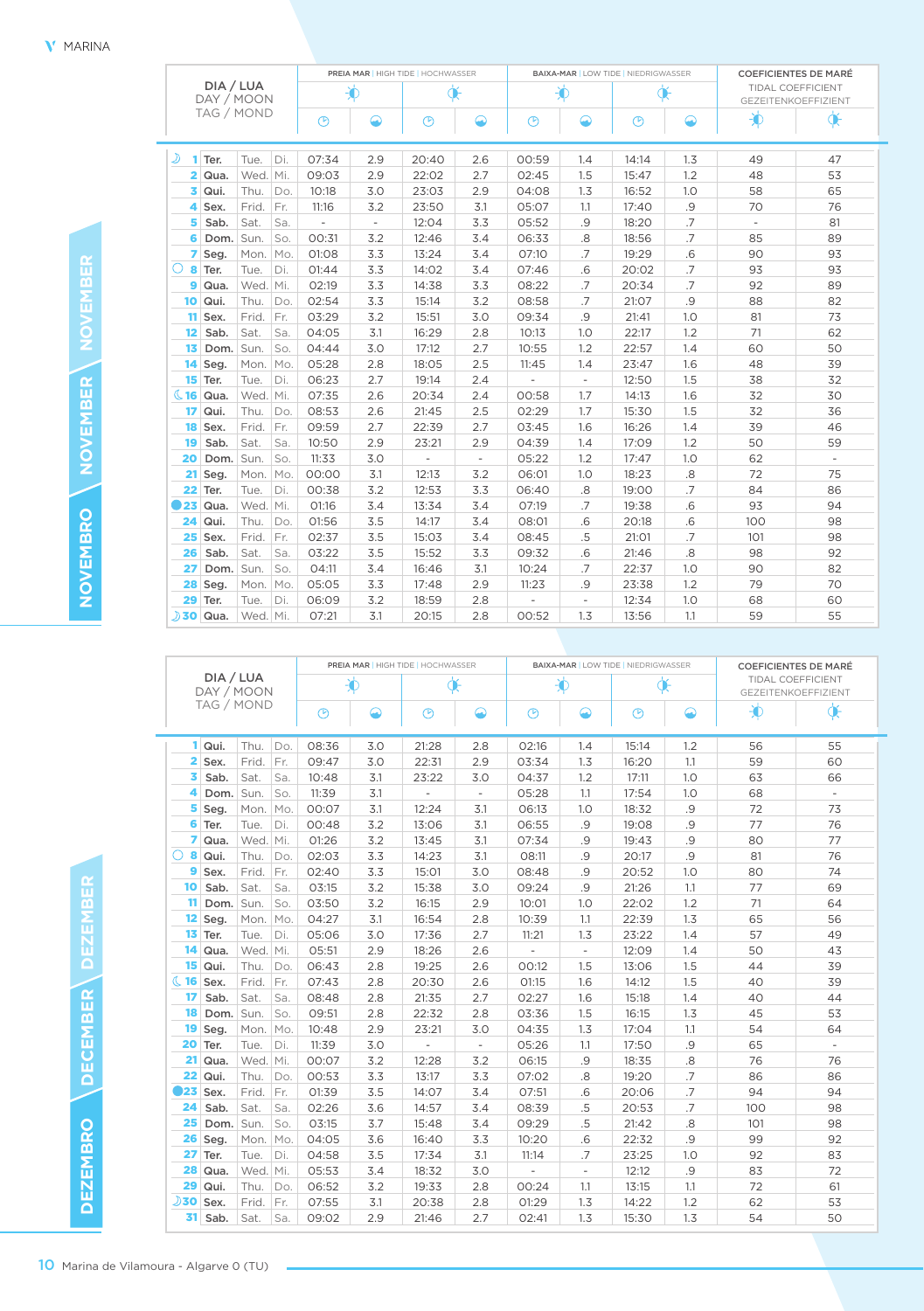MARINA

## NOVEMBRO / NOVEMBER / NOVEMBER

| DIA / LUA DAY / MOON TAG / MOND | | | | PREIA MAR \| HIGH TIDE \| HOCHWASSER | | | | BAIXA-MAR \| LOW TIDE \| NIEDRIGWASSER | | | | COEFICIENTES DE MARÉ TIDAL COEFFICIENT GEZEITENKOEFFIZIENT | |
|---|---|---|---|---|---|---|---|---|---|---|---|---|---|
| | | | | ☼ | | ☼ | | ☼ | | ☼ | | ☼ | ☼ |
| | | | | Hora | Altura | Hora | Altura | Hora | Altura | Hora | Altura | | |
| ☽ 1 | Ter. | Tue. | Di. | 07:34 | 2.9 | 20:40 | 2.6 | 00:59 | 1.4 | 14:14 | 1.3 | 49 | 47 |
| 2 | Qua. | Wed. | Mi. | 09:03 | 2.9 | 22:02 | 2.7 | 02:45 | 1.5 | 15:47 | 1.2 | 48 | 53 |
| 3 | Qui. | Thu. | Do. | 10:18 | 3.0 | 23:03 | 2.9 | 04:08 | 1.3 | 16:52 | 1.0 | 58 | 65 |
| 4 | Sex. | Frid. | Fr. | 11:16 | 3.2 | 23:50 | 3.1 | 05:07 | 1.1 | 17:40 | .9 | 70 | 76 |
| 5 | Sab. | Sat. | Sa. | - | - | 12:04 | 3.3 | 05:52 | .9 | 18:20 | .7 | - | 81 |
| 6 | Dom. | Sun. | So. | 00:31 | 3.2 | 12:46 | 3.4 | 06:33 | .8 | 18:56 | .7 | 85 | 89 |
| 7 | Seg. | Mon. | Mo. | 01:08 | 3.3 | 13:24 | 3.4 | 07:10 | .7 | 19:29 | .6 | 90 | 93 |
| ○ 8 | Ter. | Tue. | Di. | 01:44 | 3.3 | 14:02 | 3.4 | 07:46 | .6 | 20:02 | .7 | 93 | 93 |
| 9 | Qua. | Wed. | Mi. | 02:19 | 3.3 | 14:38 | 3.3 | 08:22 | .7 | 20:34 | .7 | 92 | 89 |
| 10 | Qui. | Thu. | Do. | 02:54 | 3.3 | 15:14 | 3.2 | 08:58 | .7 | 21:07 | .9 | 88 | 82 |
| 11 | Sex. | Frid. | Fr. | 03:29 | 3.2 | 15:51 | 3.0 | 09:34 | .9 | 21:41 | 1.0 | 81 | 73 |
| 12 | Sab. | Sat. | Sa. | 04:05 | 3.1 | 16:29 | 2.8 | 10:13 | 1.0 | 22:17 | 1.2 | 71 | 62 |
| 13 | Dom. | Sun. | So. | 04:44 | 3.0 | 17:12 | 2.7 | 10:55 | 1.2 | 22:57 | 1.4 | 60 | 50 |
| 14 | Seg. | Mon. | Mo. | 05:28 | 2.8 | 18:05 | 2.5 | 11:45 | 1.4 | 23:47 | 1.6 | 48 | 39 |
| 15 | Ter. | Tue. | Di. | 06:23 | 2.7 | 19:14 | 2.4 | - | - | 12:50 | 1.5 | 38 | 32 |
| ☾ 16 | Qua. | Wed. | Mi. | 07:35 | 2.6 | 20:34 | 2.4 | 00:58 | 1.7 | 14:13 | 1.6 | 32 | 30 |
| 17 | Qui. | Thu. | Do. | 08:53 | 2.6 | 21:45 | 2.5 | 02:29 | 1.7 | 15:30 | 1.5 | 32 | 36 |
| 18 | Sex. | Frid. | Fr. | 09:59 | 2.7 | 22:39 | 2.7 | 03:45 | 1.6 | 16:26 | 1.4 | 39 | 46 |
| 19 | Sab. | Sat. | Sa. | 10:50 | 2.9 | 23:21 | 2.9 | 04:39 | 1.4 | 17:09 | 1.2 | 50 | 59 |
| 20 | Dom. | Sun. | So. | 11:33 | 3.0 | - | - | 05:22 | 1.2 | 17:47 | 1.0 | 62 | - |
| 21 | Seg. | Mon. | Mo. | 00:00 | 3.1 | 12:13 | 3.2 | 06:01 | 1.0 | 18:23 | .8 | 72 | 75 |
| 22 | Ter. | Tue. | Di. | 00:38 | 3.2 | 12:53 | 3.3 | 06:40 | .8 | 19:00 | .7 | 84 | 86 |
| ● 23 | Qua. | Wed. | Mi. | 01:16 | 3.4 | 13:34 | 3.4 | 07:19 | .7 | 19:38 | .6 | 93 | 94 |
| 24 | Qui. | Thu. | Do. | 01:56 | 3.5 | 14:17 | 3.4 | 08:01 | .6 | 20:18 | .6 | 100 | 98 |
| 25 | Sex. | Frid. | Fr. | 02:37 | 3.5 | 15:03 | 3.4 | 08:45 | .5 | 21:01 | .7 | 101 | 98 |
| 26 | Sab. | Sat. | Sa. | 03:22 | 3.5 | 15:52 | 3.3 | 09:32 | .6 | 21:46 | .8 | 98 | 92 |
| 27 | Dom. | Sun. | So. | 04:11 | 3.4 | 16:46 | 3.1 | 10:24 | .7 | 22:37 | 1.0 | 90 | 82 |
| 28 | Seg. | Mon. | Mo. | 05:05 | 3.3 | 17:48 | 2.9 | 11:23 | .9 | 23:38 | 1.2 | 79 | 70 |
| 29 | Ter. | Tue. | Di. | 06:09 | 3.2 | 18:59 | 2.8 | - | - | 12:34 | 1.0 | 68 | 60 |
| ☽ 30 | Qua. | Wed. | Mi. | 07:21 | 3.1 | 20:15 | 2.8 | 00:52 | 1.3 | 13:56 | 1.1 | 59 | 55 |

## DEZEMBRO / DECEMBER / DEZEMBER

| DIA / LUA DAY / MOON TAG / MOND | | | | PREIA MAR \| HIGH TIDE \| HOCHWASSER | | | | BAIXA-MAR \| LOW TIDE \| NIEDRIGWASSER | | | | COEFICIENTES DE MARÉ TIDAL COEFFICIENT GEZEITENKOEFFIZIENT | |
|---|---|---|---|---|---|---|---|---|---|---|---|---|---|
| | | | | ☼ | | ☼ | | ☼ | | ☼ | | ☼ | ☼ |
| | | | | Hora | Altura | Hora | Altura | Hora | Altura | Hora | Altura | | |
| 1 | Qui. | Thu. | Do. | 08:36 | 3.0 | 21:28 | 2.8 | 02:16 | 1.4 | 15:14 | 1.2 | 56 | 55 |
| 2 | Sex. | Frid. | Fr. | 09:47 | 3.0 | 22:31 | 2.9 | 03:34 | 1.3 | 16:20 | 1.1 | 59 | 60 |
| 3 | Sab. | Sat. | Sa. | 10:48 | 3.1 | 23:22 | 3.0 | 04:37 | 1.2 | 17:11 | 1.0 | 63 | 66 |
| 4 | Dom. | Sun. | So. | 11:39 | 3.1 | - | - | 05:28 | 1.1 | 17:54 | 1.0 | 68 | - |
| 5 | Seg. | Mon. | Mo. | 00:07 | 3.1 | 12:24 | 3.1 | 06:13 | 1.0 | 18:32 | .9 | 72 | 73 |
| 6 | Ter. | Tue. | Di. | 00:48 | 3.2 | 13:06 | 3.1 | 06:55 | .9 | 19:08 | .9 | 77 | 76 |
| 7 | Qua. | Wed. | Mi. | 01:26 | 3.2 | 13:45 | 3.1 | 07:34 | .9 | 19:43 | .9 | 80 | 77 |
| ○ 8 | Qui. | Thu. | Do. | 02:03 | 3.3 | 14:23 | 3.1 | 08:11 | .9 | 20:17 | .9 | 81 | 76 |
| 9 | Sex. | Frid. | Fr. | 02:40 | 3.3 | 15:01 | 3.0 | 08:48 | .9 | 20:52 | 1.0 | 80 | 74 |
| 10 | Sab. | Sat. | Sa. | 03:15 | 3.2 | 15:38 | 3.0 | 09:24 | .9 | 21:26 | 1.1 | 77 | 69 |
| 11 | Dom. | Sun. | So. | 03:50 | 3.2 | 16:15 | 2.9 | 10:01 | 1.0 | 22:02 | 1.2 | 71 | 64 |
| 12 | Seg. | Mon. | Mo. | 04:27 | 3.1 | 16:54 | 2.8 | 10:39 | 1.1 | 22:39 | 1.3 | 65 | 56 |
| 13 | Ter. | Tue. | Di. | 05:06 | 3.0 | 17:36 | 2.7 | 11:21 | 1.3 | 23:22 | 1.4 | 57 | 49 |
| 14 | Qua. | Wed. | Mi. | 05:51 | 2.9 | 18:26 | 2.6 | - | - | 12:09 | 1.4 | 50 | 43 |
| 15 | Qui. | Thu. | Do. | 06:43 | 2.8 | 19:25 | 2.6 | 00:12 | 1.5 | 13:06 | 1.5 | 44 | 39 |
| ☾ 16 | Sex. | Frid. | Fr. | 07:43 | 2.8 | 20:30 | 2.6 | 01:15 | 1.6 | 14:12 | 1.5 | 40 | 39 |
| 17 | Sab. | Sat. | Sa. | 08:48 | 2.8 | 21:35 | 2.7 | 02:27 | 1.6 | 15:18 | 1.4 | 40 | 44 |
| 18 | Dom. | Sun. | So. | 09:51 | 2.8 | 22:32 | 2.8 | 03:36 | 1.5 | 16:15 | 1.3 | 45 | 53 |
| 19 | Seg. | Mon. | Mo. | 10:48 | 2.9 | 23:21 | 3.0 | 04:35 | 1.3 | 17:04 | 1.1 | 54 | 64 |
| 20 | Ter. | Tue. | Di. | 11:39 | 3.0 | - | - | 05:26 | 1.1 | 17:50 | .9 | 65 | - |
| 21 | Qua. | Wed. | Mi. | 00:07 | 3.2 | 12:28 | 3.2 | 06:15 | .9 | 18:35 | .8 | 76 | 76 |
| 22 | Qui. | Thu. | Do. | 00:53 | 3.3 | 13:17 | 3.3 | 07:02 | .8 | 19:20 | .7 | 86 | 86 |
| ● 23 | Sex. | Frid. | Fr. | 01:39 | 3.5 | 14:07 | 3.4 | 07:51 | .6 | 20:06 | .7 | 94 | 94 |
| 24 | Sab. | Sat. | Sa. | 02:26 | 3.6 | 14:57 | 3.4 | 08:39 | .5 | 20:53 | .7 | 100 | 98 |
| 25 | Dom. | Sun. | So. | 03:15 | 3.7 | 15:48 | 3.4 | 09:29 | .5 | 21:42 | .8 | 101 | 98 |
| 26 | Seg. | Mon. | Mo. | 04:05 | 3.6 | 16:40 | 3.3 | 10:20 | .6 | 22:32 | .9 | 99 | 92 |
| 27 | Ter. | Tue. | Di. | 04:58 | 3.5 | 17:34 | 3.1 | 11:14 | .7 | 23:25 | 1.0 | 92 | 83 |
| 28 | Qua. | Wed. | Mi. | 05:53 | 3.4 | 18:32 | 3.0 | - | - | 12:12 | .9 | 83 | 72 |
| 29 | Qui. | Thu. | Do. | 06:52 | 3.2 | 19:33 | 2.8 | 00:24 | 1.1 | 13:15 | 1.1 | 72 | 61 |
| ☽ 30 | Sex. | Frid. | Fr. | 07:55 | 3.1 | 20:38 | 2.8 | 01:29 | 1.3 | 14:22 | 1.2 | 62 | 53 |
| 31 | Sab. | Sat. | Sa. | 09:02 | 2.9 | 21:46 | 2.7 | 02:41 | 1.3 | 15:30 | 1.3 | 54 | 50 |

Marina de Vilamoura - Algarve 0 (TU)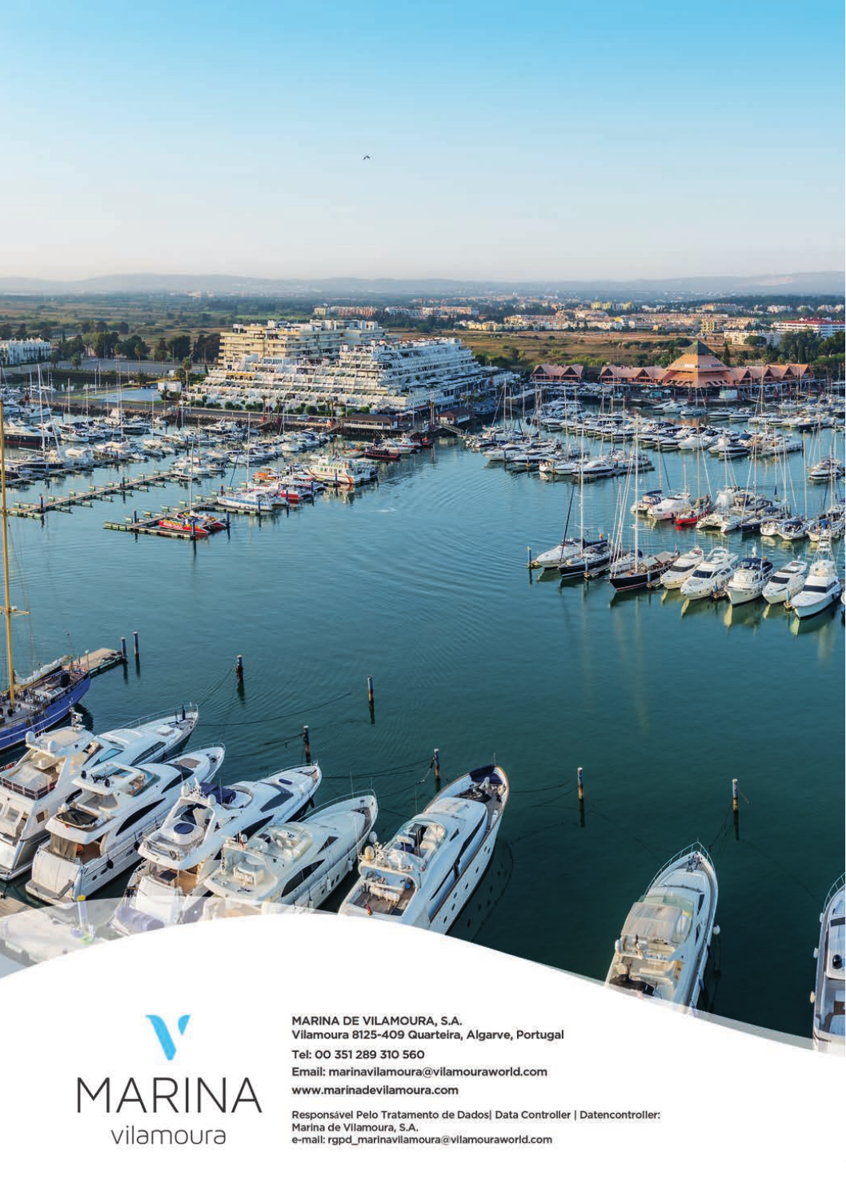MARINA vilamoura

MARINA DE VILAMOURA, S.A.
Vilamoura 8125-409 Quarteira, Algarve, Portugal

Tel: 00 351 289 310 560

Email: marinavilamoura@vilamouraworld.com

www.marinadevilamoura.com

Responsável Pelo Tratamento de Dados| Data Controller | Datencontroller:
Marina de Vilamoura, S.A.
e-mail: rgpd_marinavilamoura@vilamouraworld.com